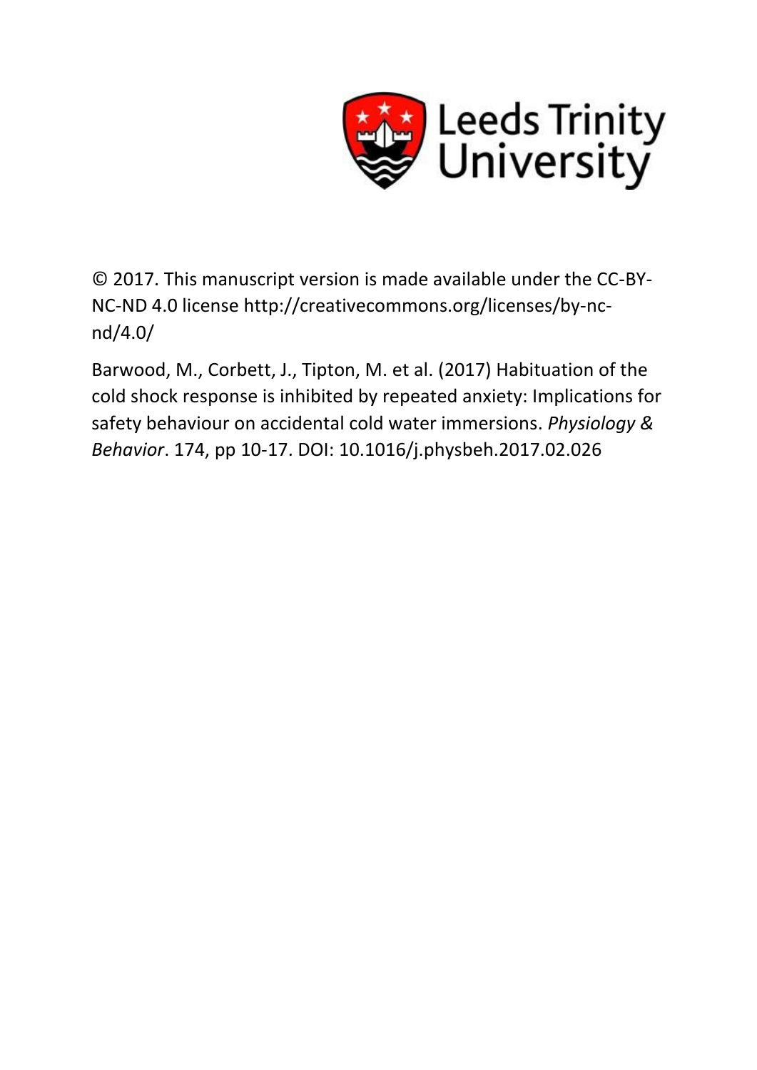Leeds Trinity University

© 2017. This manuscript version is made available under the CC-BY-NC-ND 4.0 license http://creativecommons.org/licenses/by-nc-nd/4.0/

Barwood, M., Corbett, J., Tipton, M. et al. (2017) Habituation of the cold shock response is inhibited by repeated anxiety: Implications for safety behaviour on accidental cold water immersions. *Physiology & Behavior*. 174, pp 10-17. DOI: 10.1016/j.physbeh.2017.02.026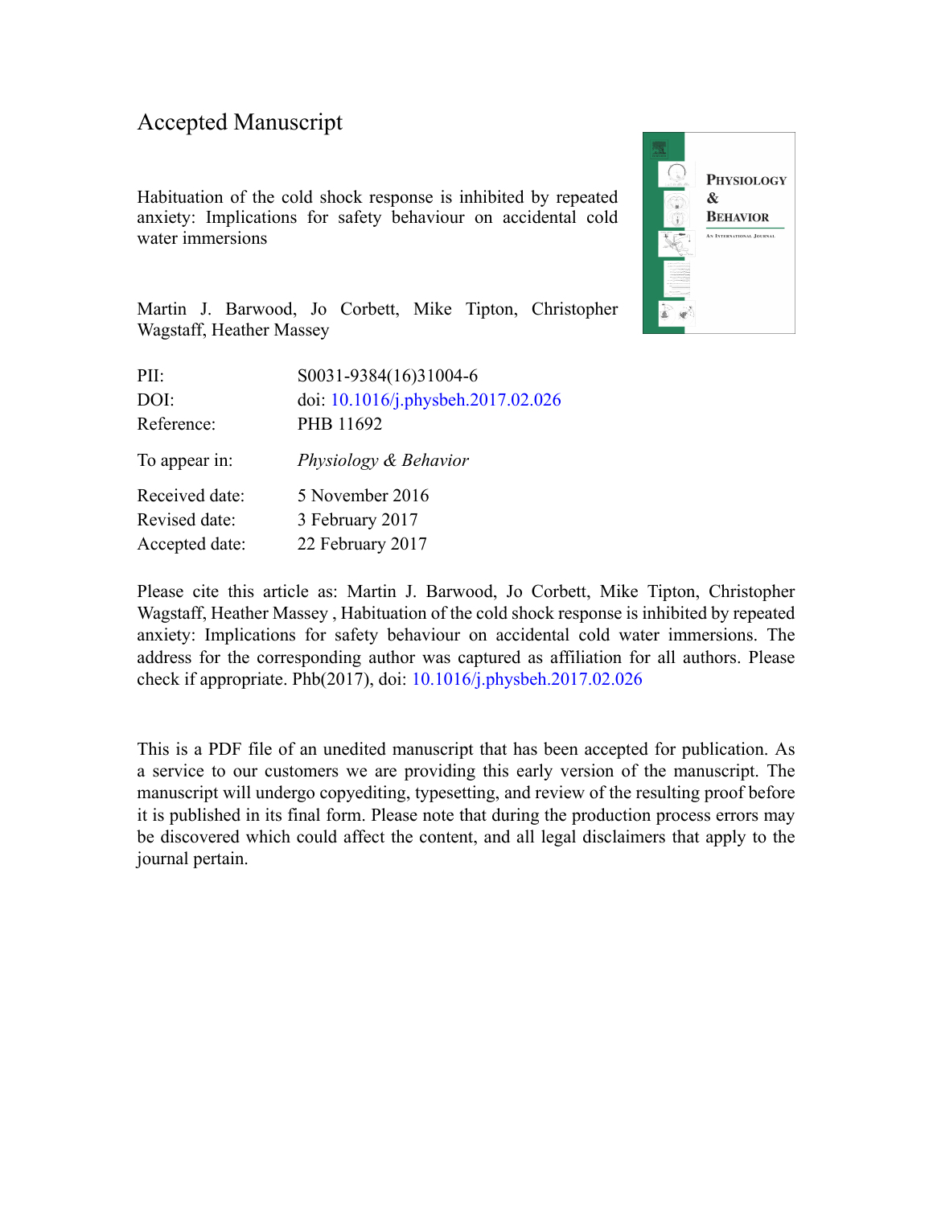# Accepted Manuscript

Habituation of the cold shock response is inhibited by repeated anxiety: Implications for safety behaviour on accidental cold water immersions

Martin J. Barwood, Jo Corbett, Mike Tipton, Christopher Wagstaff, Heather Massey

| | |
|---|---|
| PII: | S0031-9384(16)31004-6 |
| DOI: | doi: 10.1016/j.physbeh.2017.02.026 |
| Reference: | PHB 11692 |
| To appear in: | *Physiology & Behavior* |
| Received date: | 5 November 2016 |
| Revised date: | 3 February 2017 |
| Accepted date: | 22 February 2017 |

Please cite this article as: Martin J. Barwood, Jo Corbett, Mike Tipton, Christopher Wagstaff, Heather Massey , Habituation of the cold shock response is inhibited by repeated anxiety: Implications for safety behaviour on accidental cold water immersions. The address for the corresponding author was captured as affiliation for all authors. Please check if appropriate. Phb(2017), doi: 10.1016/j.physbeh.2017.02.026

This is a PDF file of an unedited manuscript that has been accepted for publication. As a service to our customers we are providing this early version of the manuscript. The manuscript will undergo copyediting, typesetting, and review of the resulting proof before it is published in its final form. Please note that during the production process errors may be discovered which could affect the content, and all legal disclaimers that apply to the journal pertain.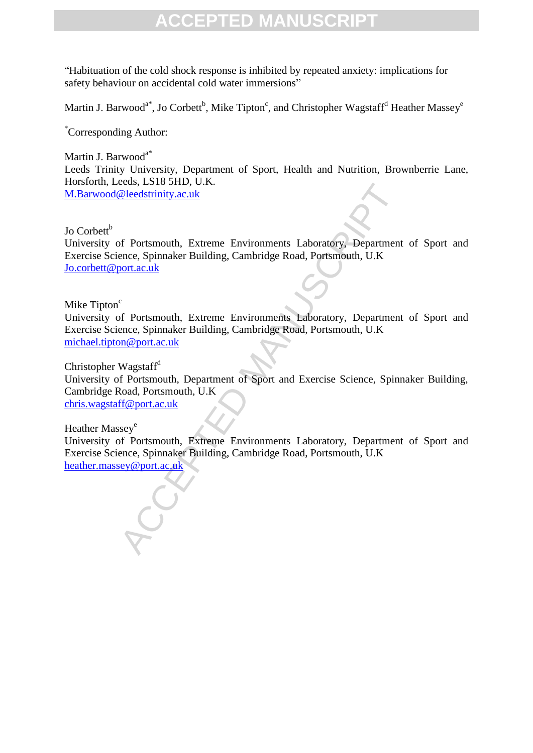"Habituation of the cold shock response is inhibited by repeated anxiety: implications for safety behaviour on accidental cold water immersions"

Martin J. Barwood[a*], Jo Corbett[b], Mike Tipton[c], and Christopher Wagstaff[d] Heather Massey[e]

[*]Corresponding Author:

Martin J. Barwood[a*]
Leeds Trinity University, Department of Sport, Health and Nutrition, Brownberrie Lane, Horsforth, Leeds, LS18 5HD, U.K.
M.Barwood@leedstrinity.ac.uk

Jo Corbett[b]
University of Portsmouth, Extreme Environments Laboratory, Department of Sport and Exercise Science, Spinnaker Building, Cambridge Road, Portsmouth, U.K
Jo.corbett@port.ac.uk

Mike Tipton[c]
University of Portsmouth, Extreme Environments Laboratory, Department of Sport and Exercise Science, Spinnaker Building, Cambridge Road, Portsmouth, U.K
michael.tipton@port.ac.uk

Christopher Wagstaff[d]
University of Portsmouth, Department of Sport and Exercise Science, Spinnaker Building, Cambridge Road, Portsmouth, U.K
chris.wagstaff@port.ac.uk

Heather Massey[e]
University of Portsmouth, Extreme Environments Laboratory, Department of Sport and Exercise Science, Spinnaker Building, Cambridge Road, Portsmouth, U.K
heather.massey@port.ac.uk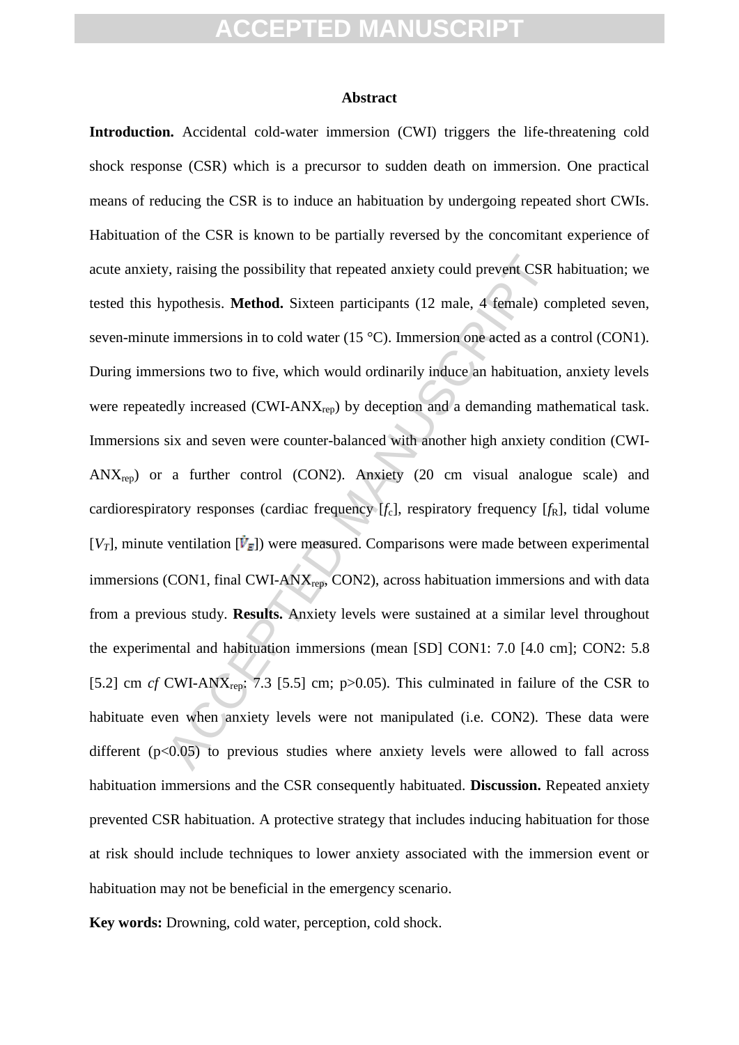## Abstract

**Introduction.** Accidental cold-water immersion (CWI) triggers the life-threatening cold shock response (CSR) which is a precursor to sudden death on immersion. One practical means of reducing the CSR is to induce an habituation by undergoing repeated short CWIs. Habituation of the CSR is known to be partially reversed by the concomitant experience of acute anxiety, raising the possibility that repeated anxiety could prevent CSR habituation; we tested this hypothesis. **Method.** Sixteen participants (12 male, 4 female) completed seven, seven-minute immersions in to cold water (15 °C). Immersion one acted as a control (CON1). During immersions two to five, which would ordinarily induce an habituation, anxiety levels were repeatedly increased (CWI-$ANX_{rep}$) by deception and a demanding mathematical task. Immersions six and seven were counter-balanced with another high anxiety condition (CWI-$ANX_{rep}$) or a further control (CON2). Anxiety (20 cm visual analogue scale) and cardiorespiratory responses (cardiac frequency [$f_C$], respiratory frequency [$f_R$], tidal volume [$V_T$], minute ventilation [$\dot{V}_E$]) were measured. Comparisons were made between experimental immersions (CON1, final CWI-$ANX_{rep}$, CON2), across habituation immersions and with data from a previous study. **Results.** Anxiety levels were sustained at a similar level throughout the experimental and habituation immersions (mean [SD] CON1: 7.0 [4.0 cm]; CON2: 5.8 [5.2] cm *cf* CWI-$ANX_{rep}$: 7.3 [5.5] cm; $p>0.05$). This culminated in failure of the CSR to habituate even when anxiety levels were not manipulated (i.e. CON2). These data were different ($p<0.05$) to previous studies where anxiety levels were allowed to fall across habituation immersions and the CSR consequently habituated. **Discussion.** Repeated anxiety prevented CSR habituation. A protective strategy that includes inducing habituation for those at risk should include techniques to lower anxiety associated with the immersion event or habituation may not be beneficial in the emergency scenario.

**Key words:** Drowning, cold water, perception, cold shock.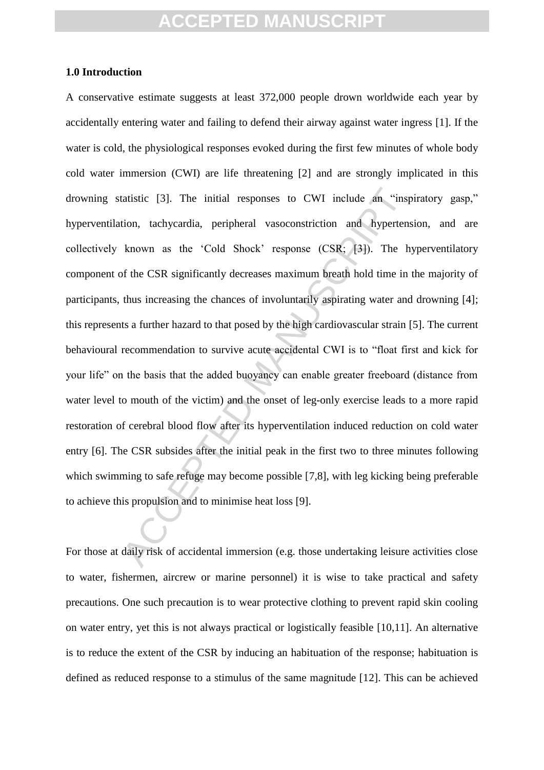### 1.0 Introduction

A conservative estimate suggests at least 372,000 people drown worldwide each year by accidentally entering water and failing to defend their airway against water ingress [1]. If the water is cold, the physiological responses evoked during the first few minutes of whole body cold water immersion (CWI) are life threatening [2] and are strongly implicated in this drowning statistic [3]. The initial responses to CWI include an "inspiratory gasp," hyperventilation, tachycardia, peripheral vasoconstriction and hypertension, and are collectively known as the 'Cold Shock' response (CSR; [3]). The hyperventilatory component of the CSR significantly decreases maximum breath hold time in the majority of participants, thus increasing the chances of involuntarily aspirating water and drowning [4]; this represents a further hazard to that posed by the high cardiovascular strain [5]. The current behavioural recommendation to survive acute accidental CWI is to "float first and kick for your life" on the basis that the added buoyancy can enable greater freeboard (distance from water level to mouth of the victim) and the onset of leg-only exercise leads to a more rapid restoration of cerebral blood flow after its hyperventilation induced reduction on cold water entry [6]. The CSR subsides after the initial peak in the first two to three minutes following which swimming to safe refuge may become possible [7,8], with leg kicking being preferable to achieve this propulsion and to minimise heat loss [9].

For those at daily risk of accidental immersion (e.g. those undertaking leisure activities close to water, fishermen, aircrew or marine personnel) it is wise to take practical and safety precautions. One such precaution is to wear protective clothing to prevent rapid skin cooling on water entry, yet this is not always practical or logistically feasible [10,11]. An alternative is to reduce the extent of the CSR by inducing an habituation of the response; habituation is defined as reduced response to a stimulus of the same magnitude [12]. This can be achieved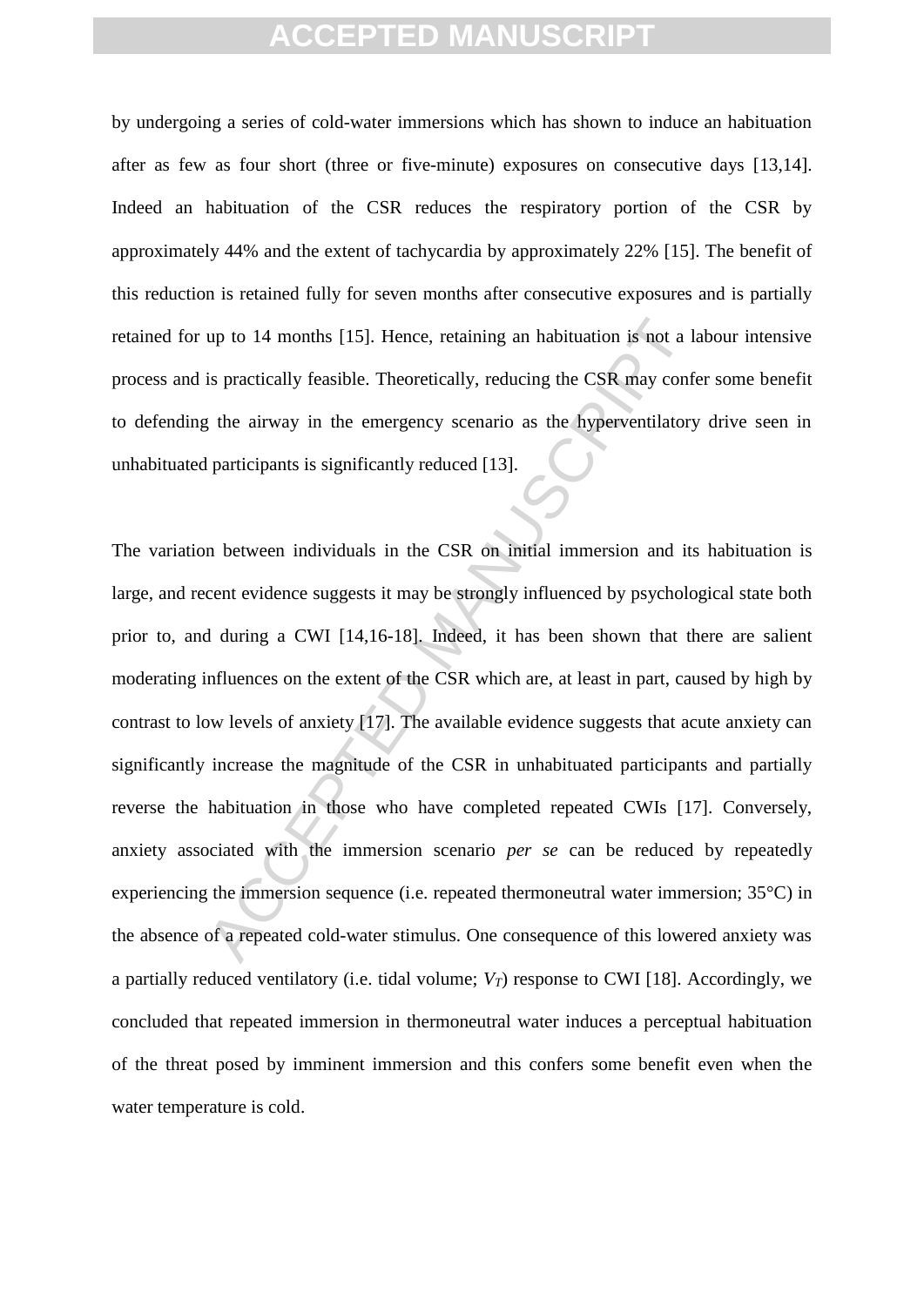by undergoing a series of cold-water immersions which has shown to induce an habituation after as few as four short (three or five-minute) exposures on consecutive days [13,14]. Indeed an habituation of the CSR reduces the respiratory portion of the CSR by approximately 44% and the extent of tachycardia by approximately 22% [15]. The benefit of this reduction is retained fully for seven months after consecutive exposures and is partially retained for up to 14 months [15]. Hence, retaining an habituation is not a labour intensive process and is practically feasible. Theoretically, reducing the CSR may confer some benefit to defending the airway in the emergency scenario as the hyperventilatory drive seen in unhabituated participants is significantly reduced [13].

The variation between individuals in the CSR on initial immersion and its habituation is large, and recent evidence suggests it may be strongly influenced by psychological state both prior to, and during a CWI [14,16-18]. Indeed, it has been shown that there are salient moderating influences on the extent of the CSR which are, at least in part, caused by high by contrast to low levels of anxiety [17]. The available evidence suggests that acute anxiety can significantly increase the magnitude of the CSR in unhabituated participants and partially reverse the habituation in those who have completed repeated CWIs [17]. Conversely, anxiety associated with the immersion scenario *per se* can be reduced by repeatedly experiencing the immersion sequence (i.e. repeated thermoneutral water immersion; 35°C) in the absence of a repeated cold-water stimulus. One consequence of this lowered anxiety was a partially reduced ventilatory (i.e. tidal volume; $V_T$) response to CWI [18]. Accordingly, we concluded that repeated immersion in thermoneutral water induces a perceptual habituation of the threat posed by imminent immersion and this confers some benefit even when the water temperature is cold.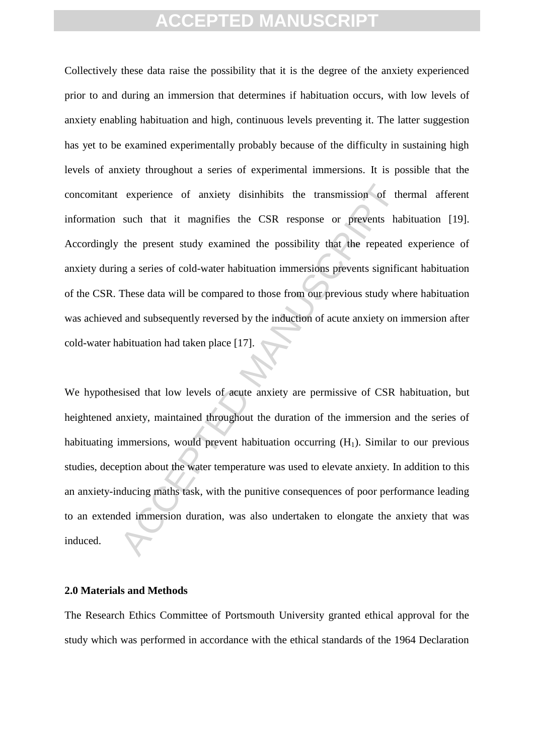Collectively these data raise the possibility that it is the degree of the anxiety experienced prior to and during an immersion that determines if habituation occurs, with low levels of anxiety enabling habituation and high, continuous levels preventing it. The latter suggestion has yet to be examined experimentally probably because of the difficulty in sustaining high levels of anxiety throughout a series of experimental immersions. It is possible that the concomitant experience of anxiety disinhibits the transmission of thermal afferent information such that it magnifies the CSR response or prevents habituation [19]. Accordingly the present study examined the possibility that the repeated experience of anxiety during a series of cold-water habituation immersions prevents significant habituation of the CSR. These data will be compared to those from our previous study where habituation was achieved and subsequently reversed by the induction of acute anxiety on immersion after cold-water habituation had taken place [17].

We hypothesised that low levels of acute anxiety are permissive of CSR habituation, but heightened anxiety, maintained throughout the duration of the immersion and the series of habituating immersions, would prevent habituation occurring ($H_1$). Similar to our previous studies, deception about the water temperature was used to elevate anxiety. In addition to this an anxiety-inducing maths task, with the punitive consequences of poor performance leading to an extended immersion duration, was also undertaken to elongate the anxiety that was induced.

## 2.0 Materials and Methods

The Research Ethics Committee of Portsmouth University granted ethical approval for the study which was performed in accordance with the ethical standards of the 1964 Declaration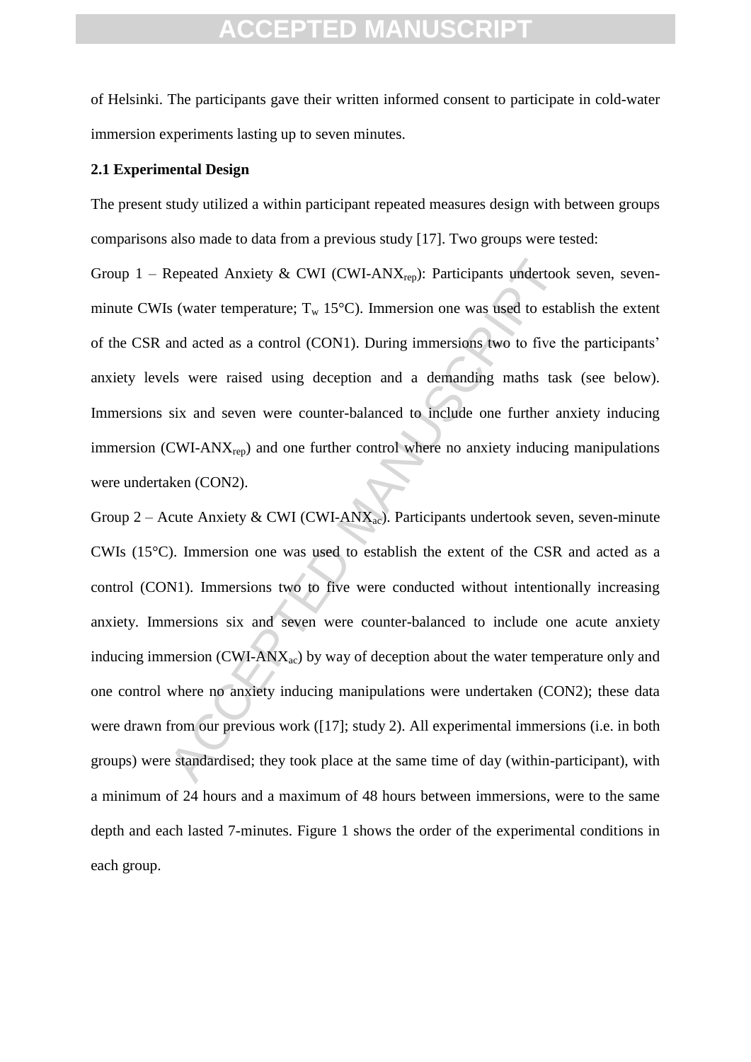of Helsinki. The participants gave their written informed consent to participate in cold-water immersion experiments lasting up to seven minutes.

**2.1 Experimental Design**

The present study utilized a within participant repeated measures design with between groups comparisons also made to data from a previous study [17]. Two groups were tested:

Group 1 – Repeated Anxiety & CWI (CWI-ANX$_{rep}$): Participants undertook seven, seven-minute CWIs (water temperature; $T_w$ 15°C). Immersion one was used to establish the extent of the CSR and acted as a control (CON1). During immersions two to five the participants' anxiety levels were raised using deception and a demanding maths task (see below). Immersions six and seven were counter-balanced to include one further anxiety inducing immersion (CWI-ANX$_{rep}$) and one further control where no anxiety inducing manipulations were undertaken (CON2).

Group 2 – Acute Anxiety & CWI (CWI-ANX$_{ac}$). Participants undertook seven, seven-minute CWIs (15°C). Immersion one was used to establish the extent of the CSR and acted as a control (CON1). Immersions two to five were conducted without intentionally increasing anxiety. Immersions six and seven were counter-balanced to include one acute anxiety inducing immersion (CWI-ANX$_{ac}$) by way of deception about the water temperature only and one control where no anxiety inducing manipulations were undertaken (CON2); these data were drawn from our previous work ([17]; study 2). All experimental immersions (i.e. in both groups) were standardised; they took place at the same time of day (within-participant), with a minimum of 24 hours and a maximum of 48 hours between immersions, were to the same depth and each lasted 7-minutes. Figure 1 shows the order of the experimental conditions in each group.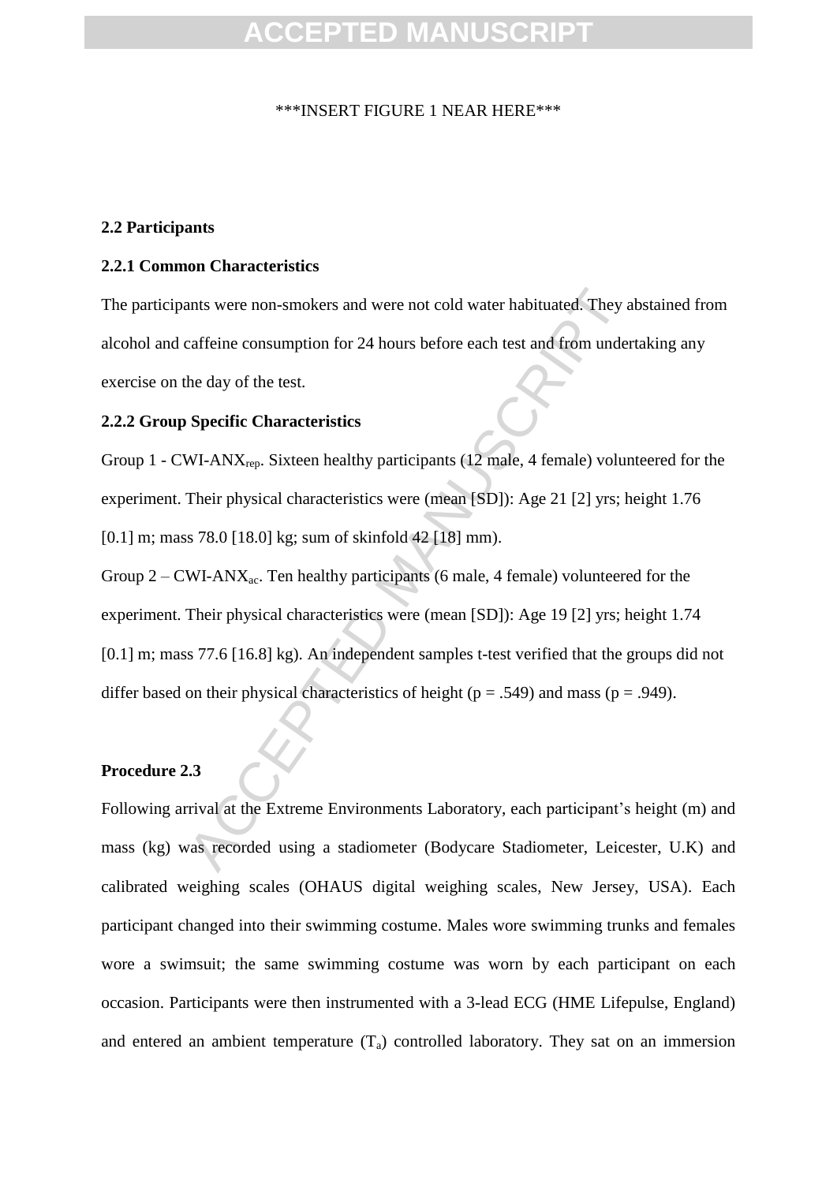***INSERT FIGURE 1 NEAR HERE***

### 2.2 Participants

#### 2.2.1 Common Characteristics

The participants were non-smokers and were not cold water habituated. They abstained from alcohol and caffeine consumption for 24 hours before each test and from undertaking any exercise on the day of the test.

#### 2.2.2 Group Specific Characteristics

Group 1 - CWI-$ANX_{rep}$. Sixteen healthy participants (12 male, 4 female) volunteered for the experiment. Their physical characteristics were (mean [SD]): Age 21 [2] yrs; height 1.76 [0.1] m; mass 78.0 [18.0] kg; sum of skinfold 42 [18] mm).

Group 2 – CWI-$ANX_{ac}$. Ten healthy participants (6 male, 4 female) volunteered for the experiment. Their physical characteristics were (mean [SD]): Age 19 [2] yrs; height 1.74 [0.1] m; mass 77.6 [16.8] kg). An independent samples t-test verified that the groups did not differ based on their physical characteristics of height ($p = .549$) and mass ($p = .949$).

### Procedure 2.3

Following arrival at the Extreme Environments Laboratory, each participant's height (m) and mass (kg) was recorded using a stadiometer (Bodycare Stadiometer, Leicester, U.K) and calibrated weighing scales (OHAUS digital weighing scales, New Jersey, USA). Each participant changed into their swimming costume. Males wore swimming trunks and females wore a swimsuit; the same swimming costume was worn by each participant on each occasion. Participants were then instrumented with a 3-lead ECG (HME Lifepulse, England) and entered an ambient temperature ($T_a$) controlled laboratory. They sat on an immersion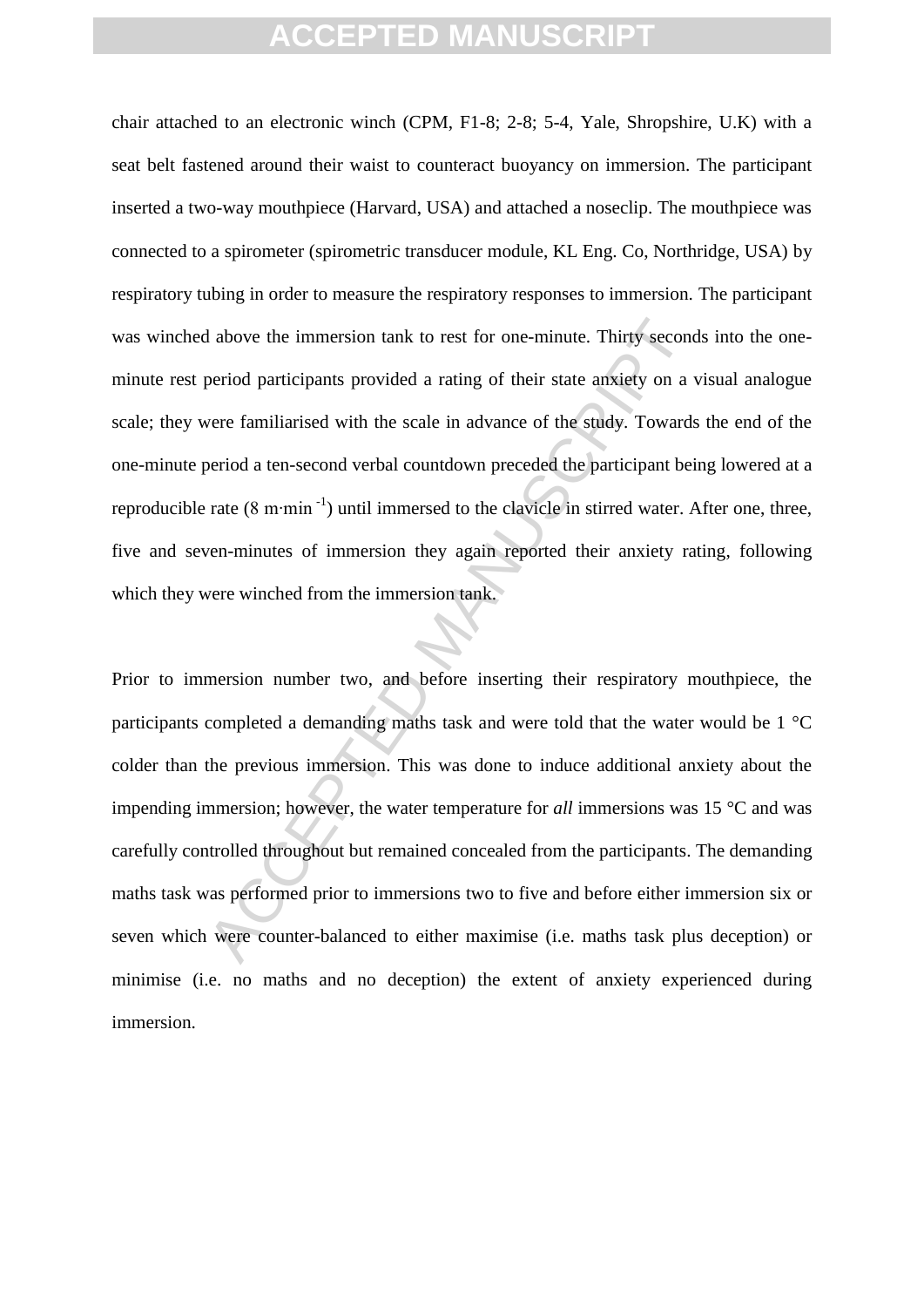chair attached to an electronic winch (CPM, F1-8; 2-8; 5-4, Yale, Shropshire, U.K) with a seat belt fastened around their waist to counteract buoyancy on immersion. The participant inserted a two-way mouthpiece (Harvard, USA) and attached a noseclip. The mouthpiece was connected to a spirometer (spirometric transducer module, KL Eng. Co, Northridge, USA) by respiratory tubing in order to measure the respiratory responses to immersion. The participant was winched above the immersion tank to rest for one-minute. Thirty seconds into the one-minute rest period participants provided a rating of their state anxiety on a visual analogue scale; they were familiarised with the scale in advance of the study. Towards the end of the one-minute period a ten-second verbal countdown preceded the participant being lowered at a reproducible rate (8 m·min $^{-1}$) until immersed to the clavicle in stirred water. After one, three, five and seven-minutes of immersion they again reported their anxiety rating, following which they were winched from the immersion tank.

Prior to immersion number two, and before inserting their respiratory mouthpiece, the participants completed a demanding maths task and were told that the water would be 1 °C colder than the previous immersion. This was done to induce additional anxiety about the impending immersion; however, the water temperature for *all* immersions was 15 °C and was carefully controlled throughout but remained concealed from the participants. The demanding maths task was performed prior to immersions two to five and before either immersion six or seven which were counter-balanced to either maximise (i.e. maths task plus deception) or minimise (i.e. no maths and no deception) the extent of anxiety experienced during immersion.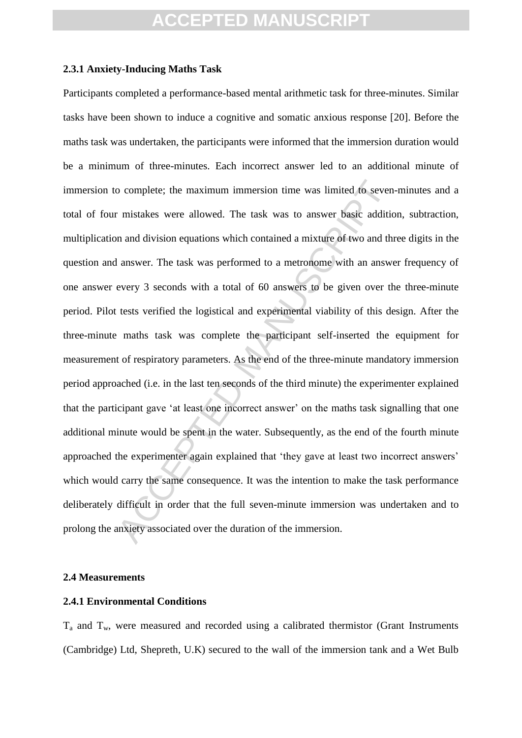### 2.3.1 Anxiety-Inducing Maths Task

Participants completed a performance-based mental arithmetic task for three-minutes. Similar tasks have been shown to induce a cognitive and somatic anxious response [20]. Before the maths task was undertaken, the participants were informed that the immersion duration would be a minimum of three-minutes. Each incorrect answer led to an additional minute of immersion to complete; the maximum immersion time was limited to seven-minutes and a total of four mistakes were allowed. The task was to answer basic addition, subtraction, multiplication and division equations which contained a mixture of two and three digits in the question and answer. The task was performed to a metronome with an answer frequency of one answer every 3 seconds with a total of 60 answers to be given over the three-minute period. Pilot tests verified the logistical and experimental viability of this design. After the three-minute maths task was complete the participant self-inserted the equipment for measurement of respiratory parameters. As the end of the three-minute mandatory immersion period approached (i.e. in the last ten seconds of the third minute) the experimenter explained that the participant gave 'at least one incorrect answer' on the maths task signalling that one additional minute would be spent in the water. Subsequently, as the end of the fourth minute approached the experimenter again explained that 'they gave at least two incorrect answers' which would carry the same consequence. It was the intention to make the task performance deliberately difficult in order that the full seven-minute immersion was undertaken and to prolong the anxiety associated over the duration of the immersion.

## 2.4 Measurements

### 2.4.1 Environmental Conditions

$T_a$ and $T_w$, were measured and recorded using a calibrated thermistor (Grant Instruments (Cambridge) Ltd, Shepreth, U.K) secured to the wall of the immersion tank and a Wet Bulb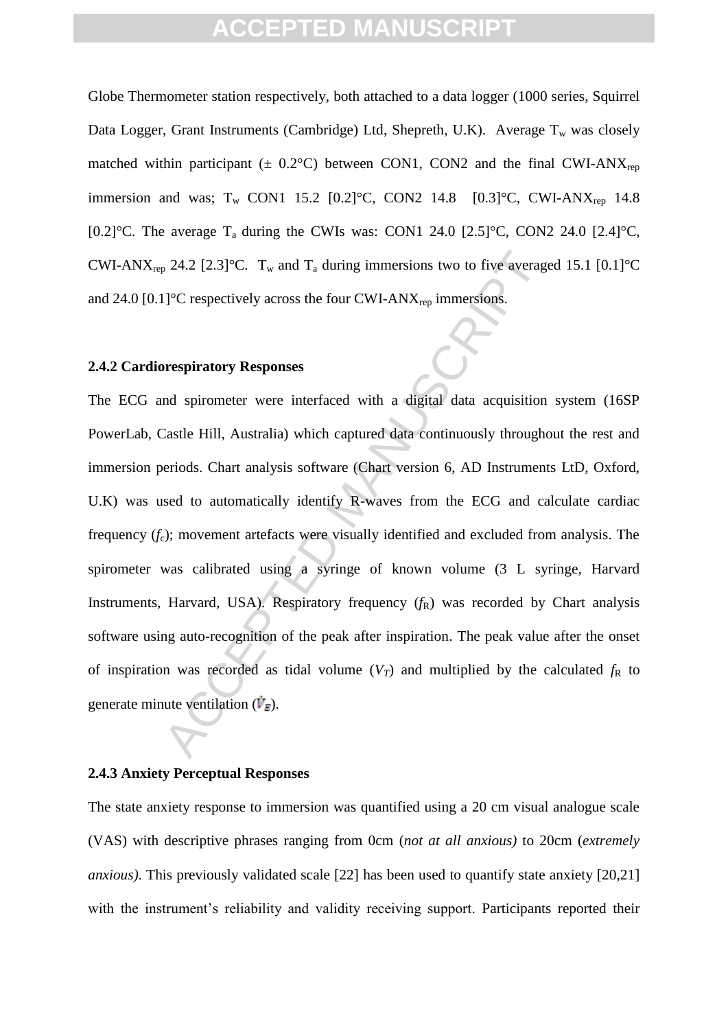Globe Thermometer station respectively, both attached to a data logger (1000 series, Squirrel Data Logger, Grant Instruments (Cambridge) Ltd, Shepreth, U.K). Average $T_w$ was closely matched within participant (± 0.2°C) between CON1, CON2 and the final CWI-$ANX_{rep}$ immersion and was; $T_w$ CON1 15.2 [0.2]°C, CON2 14.8 [0.3]°C, CWI-$ANX_{rep}$ 14.8 [0.2]°C. The average $T_a$ during the CWIs was: CON1 24.0 [2.5]°C, CON2 24.0 [2.4]°C, CWI-$ANX_{rep}$ 24.2 [2.3]°C. $T_w$ and $T_a$ during immersions two to five averaged 15.1 [0.1]°C and 24.0 [0.1]°C respectively across the four CWI-$ANX_{rep}$ immersions.

### 2.4.2 Cardiorespiratory Responses

The ECG and spirometer were interfaced with a digital data acquisition system (16SP PowerLab, Castle Hill, Australia) which captured data continuously throughout the rest and immersion periods. Chart analysis software (Chart version 6, AD Instruments LtD, Oxford, U.K) was used to automatically identify R-waves from the ECG and calculate cardiac frequency ($f_C$); movement artefacts were visually identified and excluded from analysis. The spirometer was calibrated using a syringe of known volume (3 L syringe, Harvard Instruments, Harvard, USA). Respiratory frequency ($f_R$) was recorded by Chart analysis software using auto-recognition of the peak after inspiration. The peak value after the onset of inspiration was recorded as tidal volume ($V_T$) and multiplied by the calculated $f_R$ to generate minute ventilation ($\dot{V}_E$).

### 2.4.3 Anxiety Perceptual Responses

The state anxiety response to immersion was quantified using a 20 cm visual analogue scale (VAS) with descriptive phrases ranging from 0cm (*not at all anxious)* to 20cm (*extremely anxious).* This previously validated scale [22] has been used to quantify state anxiety [20,21] with the instrument's reliability and validity receiving support. Participants reported their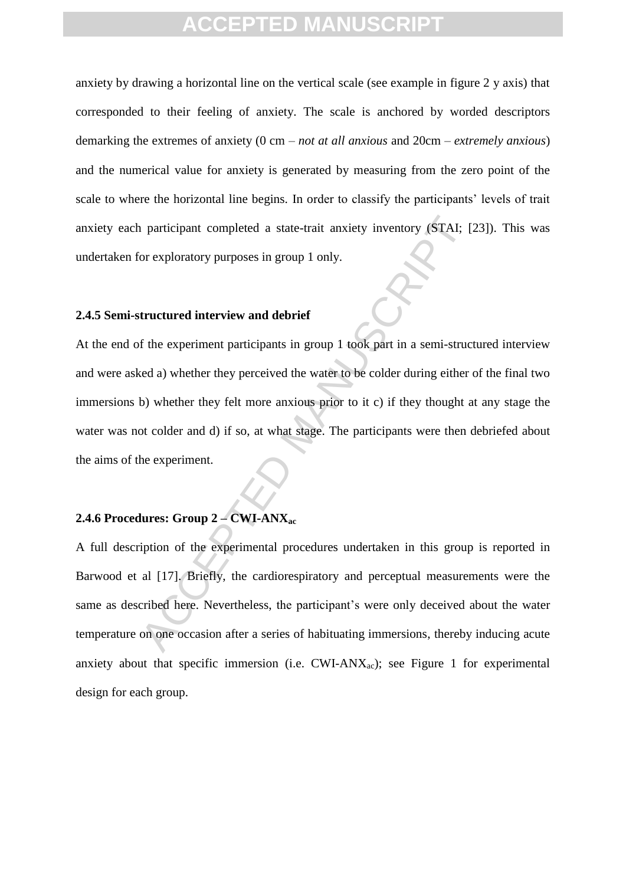anxiety by drawing a horizontal line on the vertical scale (see example in figure 2 y axis) that corresponded to their feeling of anxiety. The scale is anchored by worded descriptors demarking the extremes of anxiety (0 cm – *not at all anxious* and 20cm – *extremely anxious*) and the numerical value for anxiety is generated by measuring from the zero point of the scale to where the horizontal line begins. In order to classify the participants' levels of trait anxiety each participant completed a state-trait anxiety inventory (STAI; [23]). This was undertaken for exploratory purposes in group 1 only.

### 2.4.5 Semi-structured interview and debrief

At the end of the experiment participants in group 1 took part in a semi-structured interview and were asked a) whether they perceived the water to be colder during either of the final two immersions b) whether they felt more anxious prior to it c) if they thought at any stage the water was not colder and d) if so, at what stage. The participants were then debriefed about the aims of the experiment.

### 2.4.6 Procedures: Group 2 – CWI-$ANX_{ac}$

A full description of the experimental procedures undertaken in this group is reported in Barwood et al [17]. Briefly, the cardiorespiratory and perceptual measurements were the same as described here. Nevertheless, the participant's were only deceived about the water temperature on one occasion after a series of habituating immersions, thereby inducing acute anxiety about that specific immersion (i.e. CWI-$ANX_{ac}$); see Figure 1 for experimental design for each group.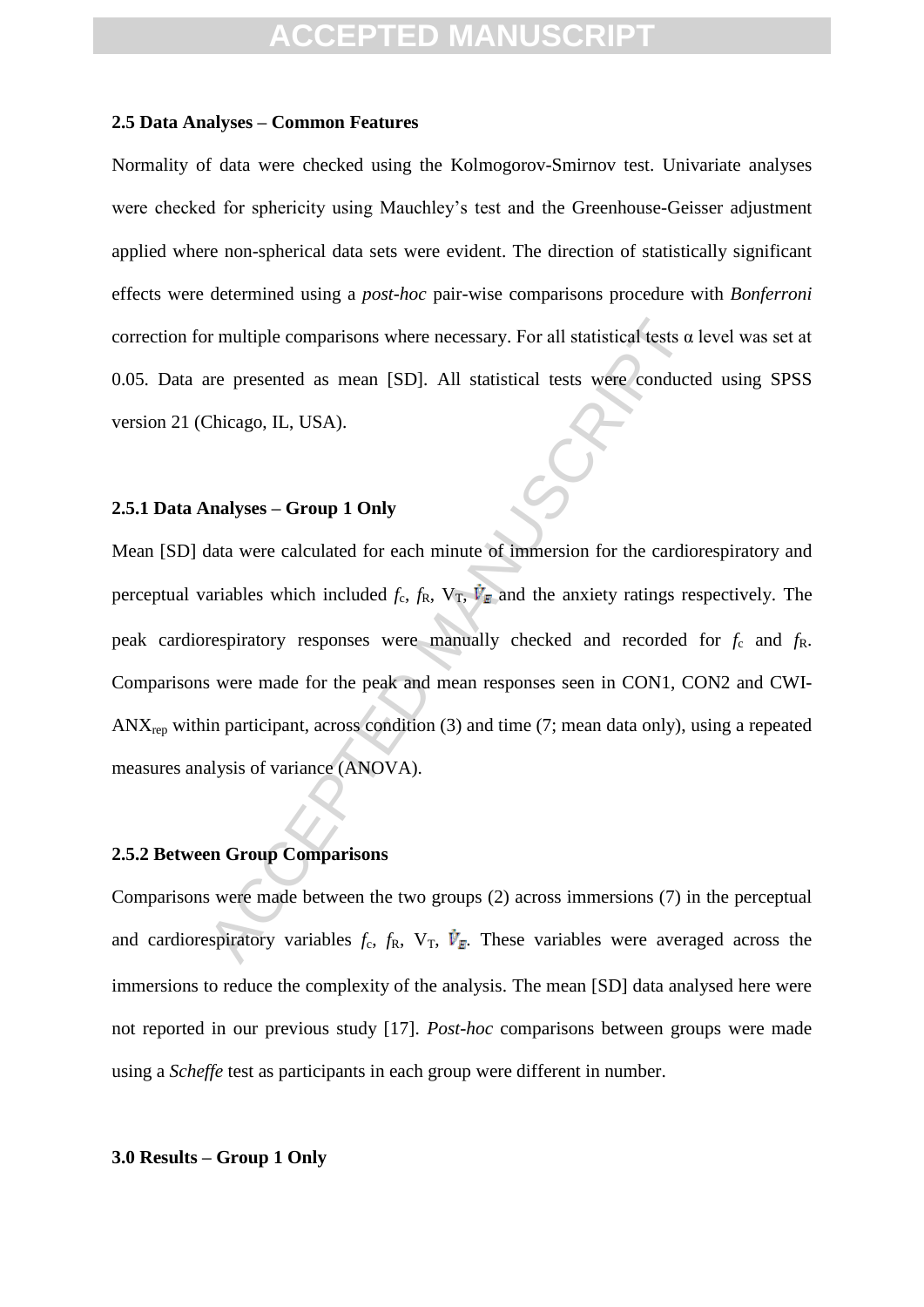## 2.5 Data Analyses – Common Features

Normality of data were checked using the Kolmogorov-Smirnov test. Univariate analyses were checked for sphericity using Mauchley's test and the Greenhouse-Geisser adjustment applied where non-spherical data sets were evident. The direction of statistically significant effects were determined using a *post-hoc* pair-wise comparisons procedure with *Bonferroni* correction for multiple comparisons where necessary. For all statistical tests α level was set at 0.05. Data are presented as mean [SD]. All statistical tests were conducted using SPSS version 21 (Chicago, IL, USA).

### 2.5.1 Data Analyses – Group 1 Only

Mean [SD] data were calculated for each minute of immersion for the cardiorespiratory and perceptual variables which included $f_c$, $f_R$, $V_T$, $\dot{V}_E$ and the anxiety ratings respectively. The peak cardiorespiratory responses were manually checked and recorded for $f_c$ and $f_R$. Comparisons were made for the peak and mean responses seen in CON1, CON2 and CWI-$ANX_{rep}$ within participant, across condition (3) and time (7; mean data only), using a repeated measures analysis of variance (ANOVA).

### 2.5.2 Between Group Comparisons

Comparisons were made between the two groups (2) across immersions (7) in the perceptual and cardiorespiratory variables $f_c$, $f_R$, $V_T$, $\dot{V}_E$. These variables were averaged across the immersions to reduce the complexity of the analysis. The mean [SD] data analysed here were not reported in our previous study [17]. *Post-hoc* comparisons between groups were made using a *Scheffe* test as participants in each group were different in number.

## 3.0 Results – Group 1 Only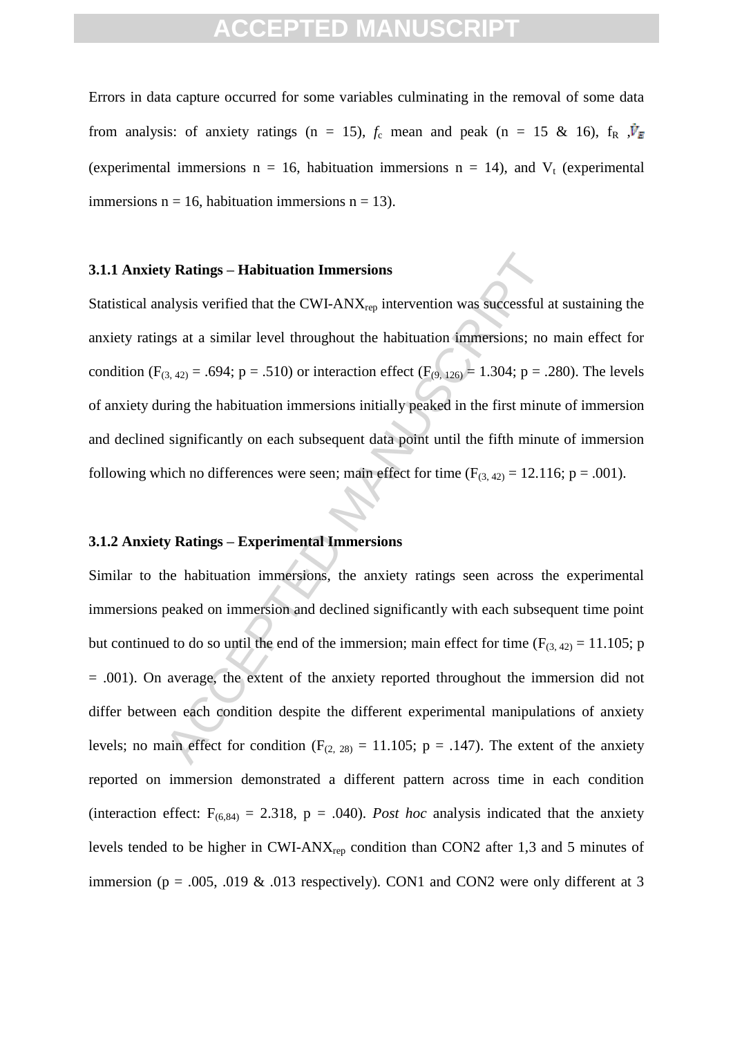Errors in data capture occurred for some variables culminating in the removal of some data from analysis: of anxiety ratings (n = 15), $f_c$ mean and peak (n = 15 & 16), $f_R$ ,$\dot{V}_E$ (experimental immersions n = 16, habituation immersions n = 14), and $V_t$ (experimental immersions n = 16, habituation immersions n = 13).

### 3.1.1 Anxiety Ratings – Habituation Immersions

Statistical analysis verified that the CWI-ANX$_{rep}$ intervention was successful at sustaining the anxiety ratings at a similar level throughout the habituation immersions; no main effect for condition ($F_{(3, 42)}$ = .694; p = .510) or interaction effect ($F_{(9, 126)}$ = 1.304; p = .280). The levels of anxiety during the habituation immersions initially peaked in the first minute of immersion and declined significantly on each subsequent data point until the fifth minute of immersion following which no differences were seen; main effect for time ($F_{(3, 42)}$ = 12.116; p = .001).

### 3.1.2 Anxiety Ratings – Experimental Immersions

Similar to the habituation immersions, the anxiety ratings seen across the experimental immersions peaked on immersion and declined significantly with each subsequent time point but continued to do so until the end of the immersion; main effect for time ($F_{(3, 42)}$ = 11.105; p = .001). On average, the extent of the anxiety reported throughout the immersion did not differ between each condition despite the different experimental manipulations of anxiety levels; no main effect for condition ($F_{(2, 28)}$ = 11.105; p = .147). The extent of the anxiety reported on immersion demonstrated a different pattern across time in each condition (interaction effect: $F_{(6,84)}$ = 2.318, p = .040). *Post hoc* analysis indicated that the anxiety levels tended to be higher in CWI-ANX$_{rep}$ condition than CON2 after 1,3 and 5 minutes of immersion (p = .005, .019 & .013 respectively). CON1 and CON2 were only different at 3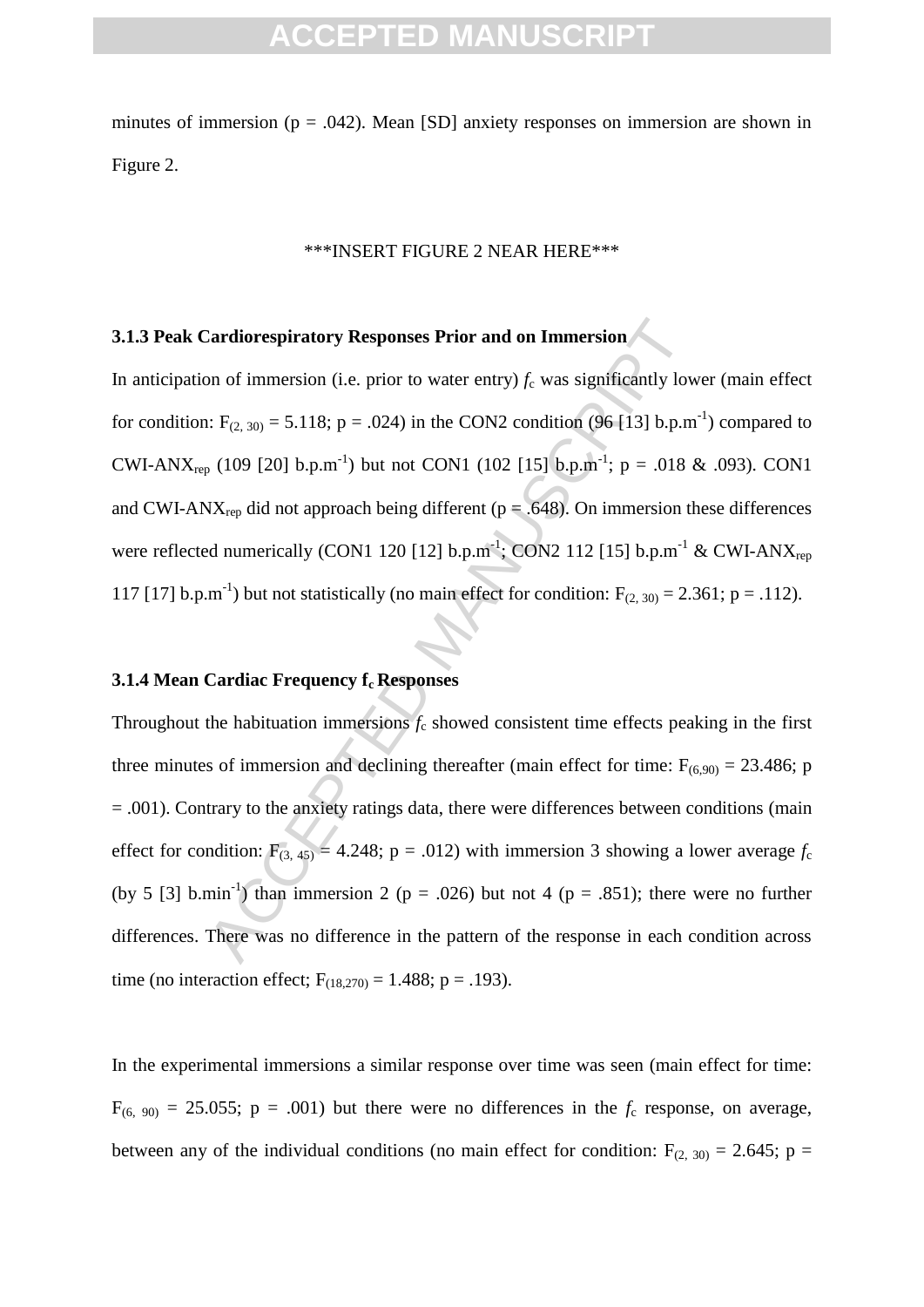minutes of immersion (p = .042). Mean [SD] anxiety responses on immersion are shown in Figure 2.

***INSERT FIGURE 2 NEAR HERE***

### 3.1.3 Peak Cardiorespiratory Responses Prior and on Immersion

In anticipation of immersion (i.e. prior to water entry) $f_c$ was significantly lower (main effect for condition: $F_{(2, 30)} = 5.118$; p = .024) in the CON2 condition (96 [13] b.p.m$^{-1}$) compared to CWI-ANX$_{rep}$ (109 [20] b.p.m$^{-1}$) but not CON1 (102 [15] b.p.m$^{-1}$; p = .018 & .093). CON1 and CWI-ANX$_{rep}$ did not approach being different (p = .648). On immersion these differences were reflected numerically (CON1 120 [12] b.p.m$^{-1}$; CON2 112 [15] b.p.m$^{-1}$ & CWI-ANX$_{rep}$ 117 [17] b.p.m$^{-1}$) but not statistically (no main effect for condition: $F_{(2, 30)} = 2.361$; p = .112).

### 3.1.4 Mean Cardiac Frequency $f_c$ Responses

Throughout the habituation immersions $f_c$ showed consistent time effects peaking in the first three minutes of immersion and declining thereafter (main effect for time: $F_{(6,90)} = 23.486$; p = .001). Contrary to the anxiety ratings data, there were differences between conditions (main effect for condition: $F_{(3, 45)} = 4.248$; p = .012) with immersion 3 showing a lower average $f_c$ (by 5 [3] b.min$^{-1}$) than immersion 2 (p = .026) but not 4 (p = .851); there were no further differences. There was no difference in the pattern of the response in each condition across time (no interaction effect; $F_{(18,270)} = 1.488$; p = .193).

In the experimental immersions a similar response over time was seen (main effect for time: $F_{(6, 90)} = 25.055$; p = .001) but there were no differences in the $f_c$ response, on average, between any of the individual conditions (no main effect for condition: $F_{(2, 30)} = 2.645$; p =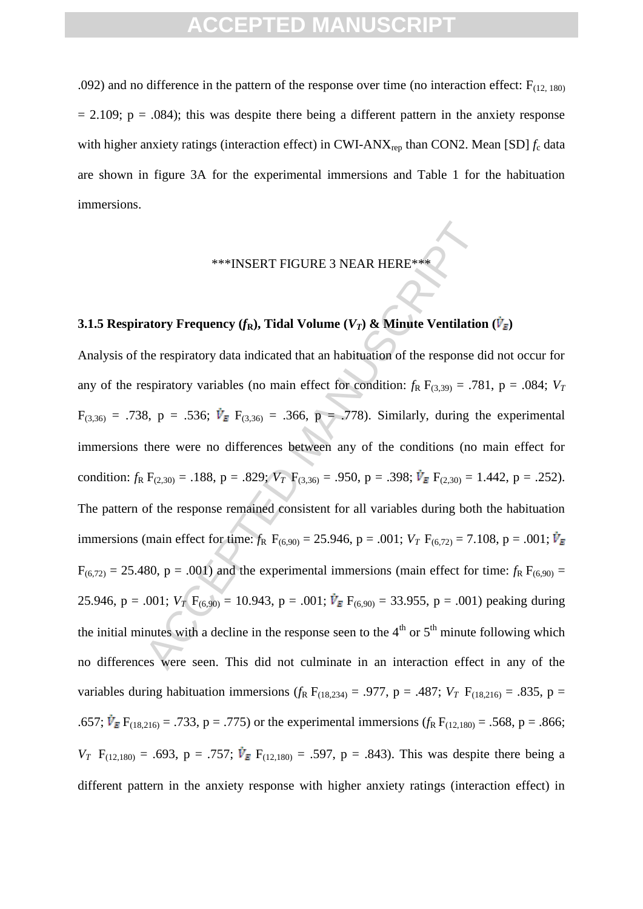.092) and no difference in the pattern of the response over time (no interaction effect: $F_{(12, 180)} = 2.109$; p = .084); this was despite there being a different pattern in the anxiety response with higher anxiety ratings (interaction effect) in CWI-ANX$_{rep}$ than CON2. Mean [SD] $f_c$ data are shown in figure 3A for the experimental immersions and Table 1 for the habituation immersions.

***INSERT FIGURE 3 NEAR HERE***

### 3.1.5 Respiratory Frequency ($f_R$), Tidal Volume ($V_T$) & Minute Ventilation ($\dot{V}_E$)

Analysis of the respiratory data indicated that an habituation of the response did not occur for any of the respiratory variables (no main effect for condition: $f_R$ $F_{(3,39)} = .781$, p = .084; $V_T$ $F_{(3,36)} = .738$, p = .536; $\dot{V}_E$ $F_{(3,36)} = .366$, p = .778). Similarly, during the experimental immersions there were no differences between any of the conditions (no main effect for condition: $f_R$ $F_{(2,30)} = .188$, p = .829; $V_T$ $F_{(3,36)} = .950$, p = .398; $\dot{V}_E$ $F_{(2,30)} = 1.442$, p = .252). The pattern of the response remained consistent for all variables during both the habituation immersions (main effect for time: $f_R$ $F_{(6,90)} = 25.946$, p = .001; $V_T$ $F_{(6,72)} = 7.108$, p = .001; $\dot{V}_E$ $F_{(6,72)} = 25.480$, p = .001) and the experimental immersions (main effect for time: $f_R$ $F_{(6,90)} = 25.946$, p = .001; $V_T$ $F_{(6,90)} = 10.943$, p = .001; $\dot{V}_E$ $F_{(6,90)} = 33.955$, p = .001) peaking during the initial minutes with a decline in the response seen to the 4$^{th}$ or 5$^{th}$ minute following which no differences were seen. This did not culminate in an interaction effect in any of the variables during habituation immersions ($f_R$ $F_{(18,234)} = .977$, p = .487; $V_T$ $F_{(18,216)} = .835$, p = .657; $\dot{V}_E$ $F_{(18,216)} = .733$, p = .775) or the experimental immersions ($f_R$ $F_{(12,180)} = .568$, p = .866; $V_T$ $F_{(12,180)} = .693$, p = .757; $\dot{V}_E$ $F_{(12,180)} = .597$, p = .843). This was despite there being a different pattern in the anxiety response with higher anxiety ratings (interaction effect) in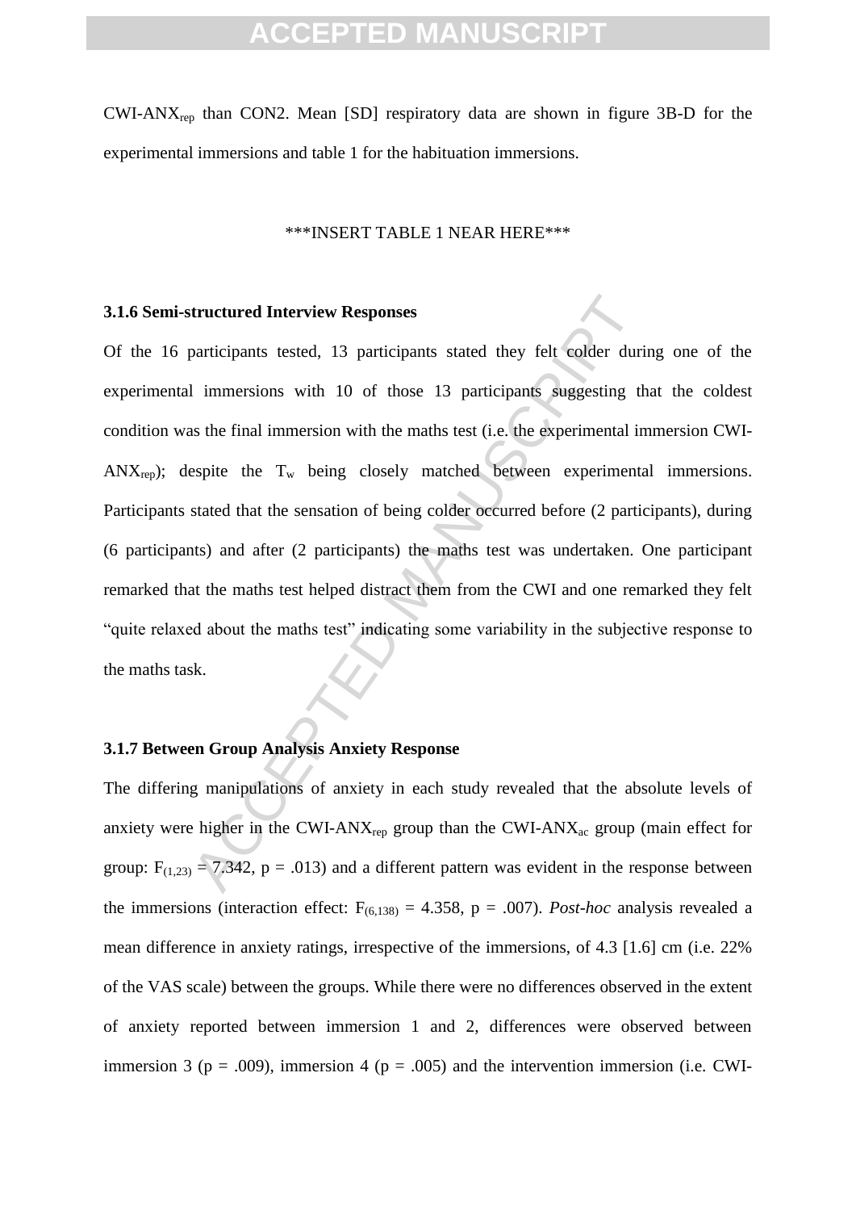$CWI\text{-}ANX_{rep}$ than CON2. Mean [SD] respiratory data are shown in figure 3B-D for the experimental immersions and table 1 for the habituation immersions.

***INSERT TABLE 1 NEAR HERE***

**3.1.6 Semi-structured Interview Responses**

Of the 16 participants tested, 13 participants stated they felt colder during one of the experimental immersions with 10 of those 13 participants suggesting that the coldest condition was the final immersion with the maths test (i.e. the experimental immersion $CWI\text{-}ANX_{rep}$); despite the $T_w$ being closely matched between experimental immersions. Participants stated that the sensation of being colder occurred before (2 participants), during (6 participants) and after (2 participants) the maths test was undertaken. One participant remarked that the maths test helped distract them from the CWI and one remarked they felt "quite relaxed about the maths test" indicating some variability in the subjective response to the maths task.

**3.1.7 Between Group Analysis Anxiety Response**

The differing manipulations of anxiety in each study revealed that the absolute levels of anxiety were higher in the $CWI\text{-}ANX_{rep}$ group than the $CWI\text{-}ANX_{ac}$ group (main effect for group: $F_{(1,23)} = 7.342$, $p = .013$) and a different pattern was evident in the response between the immersions (interaction effect: $F_{(6,138)} = 4.358$, $p = .007$). *Post-hoc* analysis revealed a mean difference in anxiety ratings, irrespective of the immersions, of 4.3 [1.6] cm (i.e. 22% of the VAS scale) between the groups. While there were no differences observed in the extent of anxiety reported between immersion 1 and 2, differences were observed between immersion 3 ($p = .009$), immersion 4 ($p = .005$) and the intervention immersion (i.e. CWI-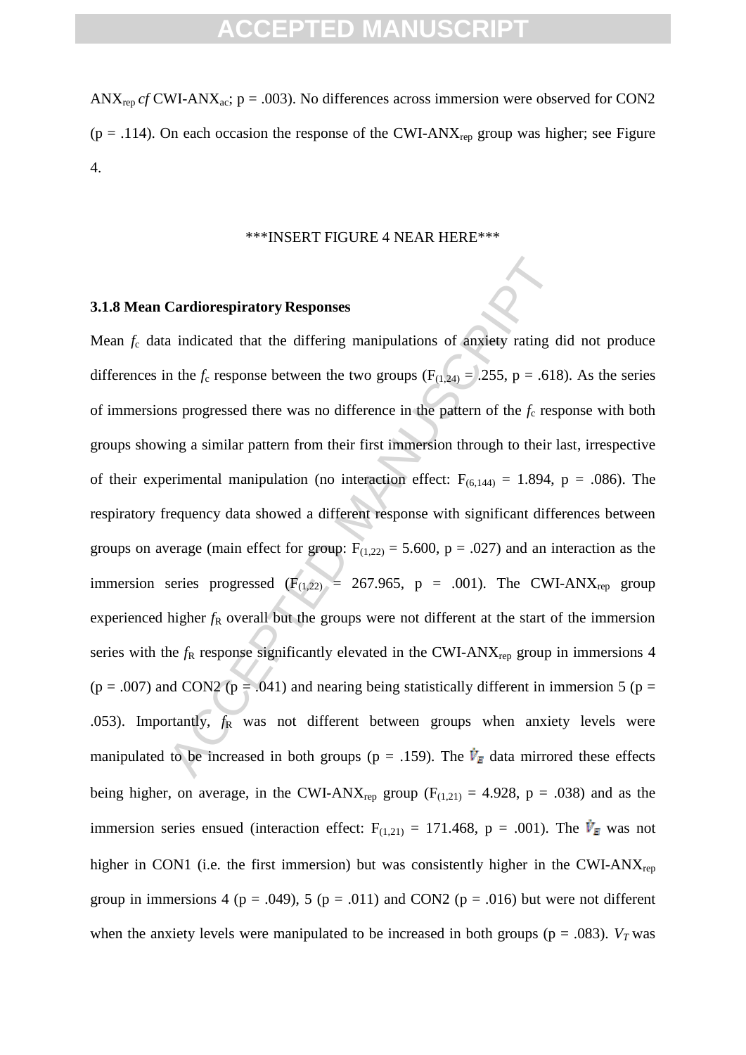ANX$_{rep}$ *cf* CWI-ANX$_{ac}$; p = .003). No differences across immersion were observed for CON2 (p = .114). On each occasion the response of the CWI-ANX$_{rep}$ group was higher; see Figure 4.

***INSERT FIGURE 4 NEAR HERE***

### 3.1.8 Mean Cardiorespiratory Responses

Mean $f_c$ data indicated that the differing manipulations of anxiety rating did not produce differences in the $f_c$ response between the two groups ($F_{(1,24)}$ = .255, p = .618). As the series of immersions progressed there was no difference in the pattern of the $f_c$ response with both groups showing a similar pattern from their first immersion through to their last, irrespective of their experimental manipulation (no interaction effect: $F_{(6,144)}$ = 1.894, p = .086). The respiratory frequency data showed a different response with significant differences between groups on average (main effect for group: $F_{(1,22)}$ = 5.600, p = .027) and an interaction as the immersion series progressed ($F_{(1,22)}$ = 267.965, p = .001). The CWI-ANX$_{rep}$ group experienced higher $f_R$ overall but the groups were not different at the start of the immersion series with the $f_R$ response significantly elevated in the CWI-ANX$_{rep}$ group in immersions 4 (p = .007) and CON2 (p = .041) and nearing being statistically different in immersion 5 (p = .053). Importantly, $f_R$ was not different between groups when anxiety levels were manipulated to be increased in both groups (p = .159). The $\dot{V}_E$ data mirrored these effects being higher, on average, in the CWI-ANX$_{rep}$ group ($F_{(1,21)}$ = 4.928, p = .038) and as the immersion series ensued (interaction effect: $F_{(1,21)}$ = 171.468, p = .001). The $\dot{V}_E$ was not higher in CON1 (i.e. the first immersion) but was consistently higher in the CWI-ANX$_{rep}$ group in immersions 4 (p = .049), 5 (p = .011) and CON2 (p = .016) but were not different when the anxiety levels were manipulated to be increased in both groups (p = .083). $V_T$ was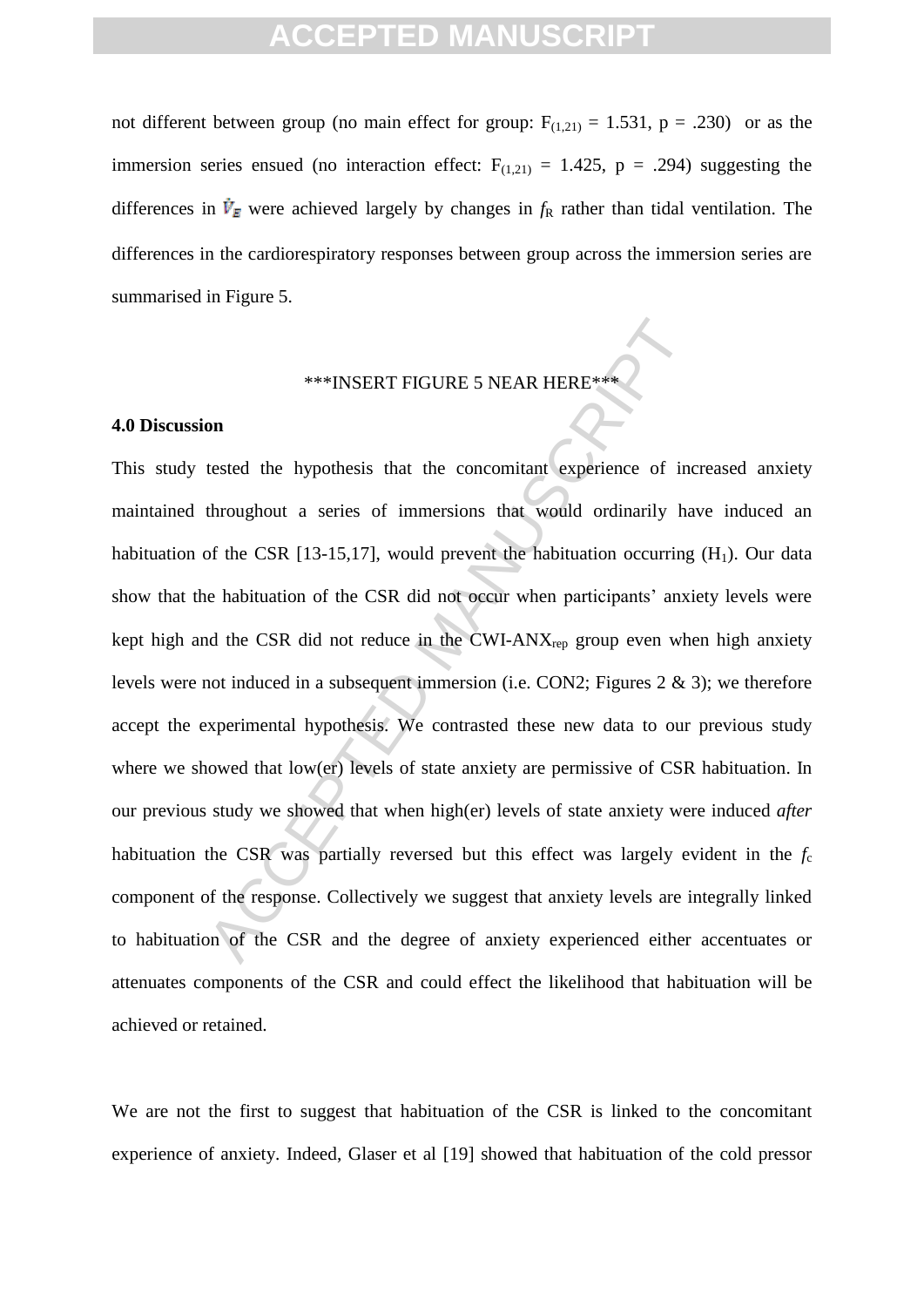not different between group (no main effect for group: $F_{(1,21)} = 1.531$, $p = .230$) or as the immersion series ensued (no interaction effect: $F_{(1,21)} = 1.425$, $p = .294$) suggesting the differences in $\dot{V}_E$ were achieved largely by changes in $f_R$ rather than tidal ventilation. The differences in the cardiorespiratory responses between group across the immersion series are summarised in Figure 5.

***INSERT FIGURE 5 NEAR HERE***

## 4.0 Discussion

This study tested the hypothesis that the concomitant experience of increased anxiety maintained throughout a series of immersions that would ordinarily have induced an habituation of the CSR [13-15,17], would prevent the habituation occurring ($H_1$). Our data show that the habituation of the CSR did not occur when participants' anxiety levels were kept high and the CSR did not reduce in the CWI-ANX$_{rep}$ group even when high anxiety levels were not induced in a subsequent immersion (i.e. CON2; Figures 2 & 3); we therefore accept the experimental hypothesis. We contrasted these new data to our previous study where we showed that low(er) levels of state anxiety are permissive of CSR habituation. In our previous study we showed that when high(er) levels of state anxiety were induced *after* habituation the CSR was partially reversed but this effect was largely evident in the $f_c$ component of the response. Collectively we suggest that anxiety levels are integrally linked to habituation of the CSR and the degree of anxiety experienced either accentuates or attenuates components of the CSR and could effect the likelihood that habituation will be achieved or retained.

We are not the first to suggest that habituation of the CSR is linked to the concomitant experience of anxiety. Indeed, Glaser et al [19] showed that habituation of the cold pressor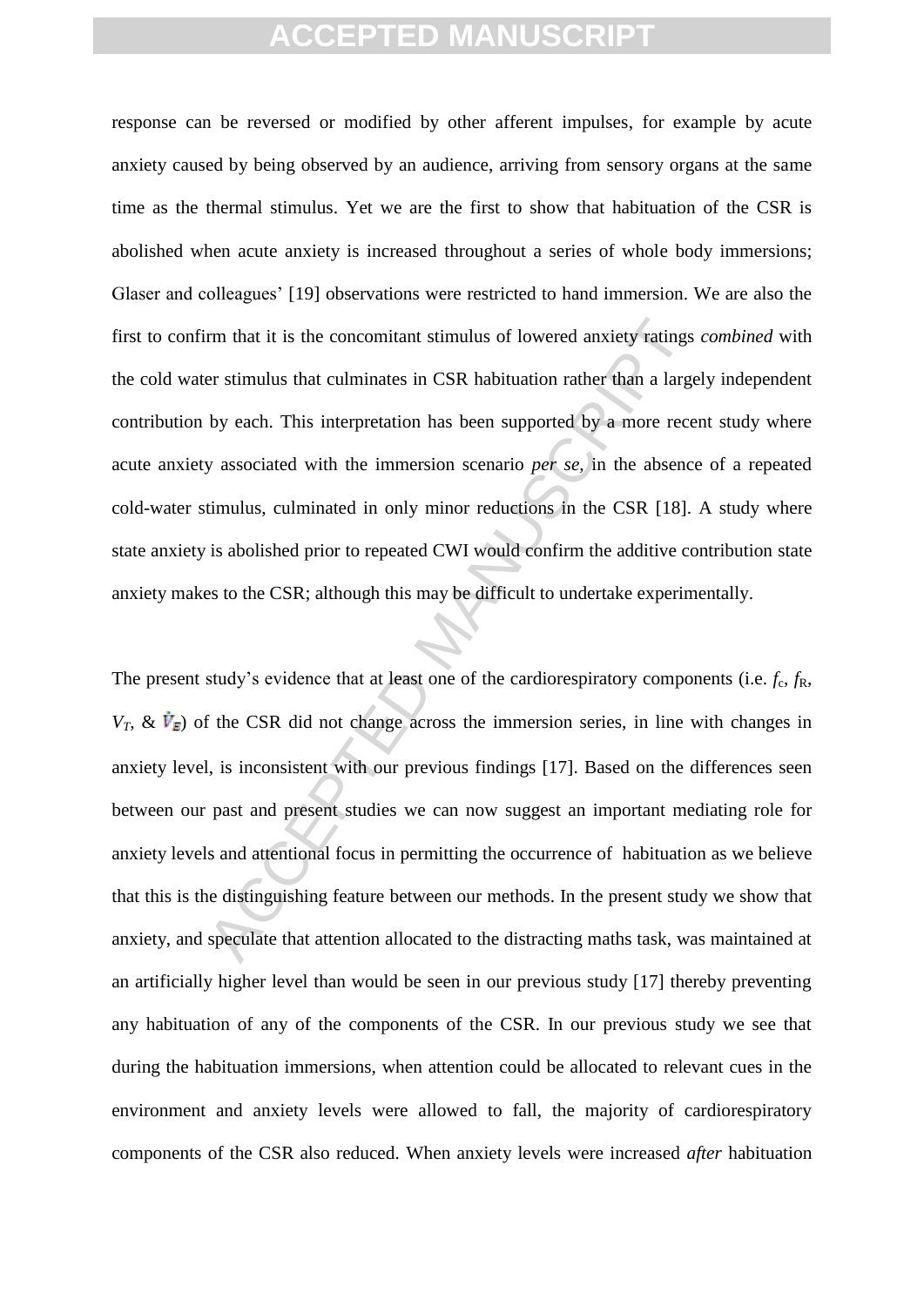response can be reversed or modified by other afferent impulses, for example by acute anxiety caused by being observed by an audience, arriving from sensory organs at the same time as the thermal stimulus. Yet we are the first to show that habituation of the CSR is abolished when acute anxiety is increased throughout a series of whole body immersions; Glaser and colleagues' [19] observations were restricted to hand immersion. We are also the first to confirm that it is the concomitant stimulus of lowered anxiety ratings *combined* with the cold water stimulus that culminates in CSR habituation rather than a largely independent contribution by each. This interpretation has been supported by a more recent study where acute anxiety associated with the immersion scenario *per se*, in the absence of a repeated cold-water stimulus, culminated in only minor reductions in the CSR [18]. A study where state anxiety is abolished prior to repeated CWI would confirm the additive contribution state anxiety makes to the CSR; although this may be difficult to undertake experimentally.

The present study's evidence that at least one of the cardiorespiratory components (i.e. $f_c$, $f_R$, $V_T$, & $\dot{V}_E$) of the CSR did not change across the immersion series, in line with changes in anxiety level, is inconsistent with our previous findings [17]. Based on the differences seen between our past and present studies we can now suggest an important mediating role for anxiety levels and attentional focus in permitting the occurrence of habituation as we believe that this is the distinguishing feature between our methods. In the present study we show that anxiety, and speculate that attention allocated to the distracting maths task, was maintained at an artificially higher level than would be seen in our previous study [17] thereby preventing any habituation of any of the components of the CSR. In our previous study we see that during the habituation immersions, when attention could be allocated to relevant cues in the environment and anxiety levels were allowed to fall, the majority of cardiorespiratory components of the CSR also reduced. When anxiety levels were increased *after* habituation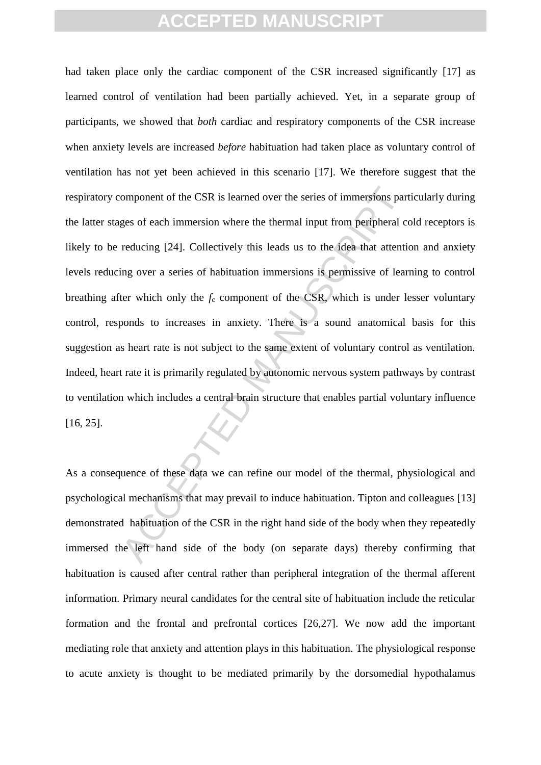had taken place only the cardiac component of the CSR increased significantly [17] as learned control of ventilation had been partially achieved. Yet, in a separate group of participants, we showed that *both* cardiac and respiratory components of the CSR increase when anxiety levels are increased *before* habituation had taken place as voluntary control of ventilation has not yet been achieved in this scenario [17]. We therefore suggest that the respiratory component of the CSR is learned over the series of immersions particularly during the latter stages of each immersion where the thermal input from peripheral cold receptors is likely to be reducing [24]. Collectively this leads us to the idea that attention and anxiety levels reducing over a series of habituation immersions is permissive of learning to control breathing after which only the $f_c$ component of the CSR, which is under lesser voluntary control, responds to increases in anxiety. There is a sound anatomical basis for this suggestion as heart rate is not subject to the same extent of voluntary control as ventilation. Indeed, heart rate it is primarily regulated by autonomic nervous system pathways by contrast to ventilation which includes a central brain structure that enables partial voluntary influence [16, 25].

As a consequence of these data we can refine our model of the thermal, physiological and psychological mechanisms that may prevail to induce habituation. Tipton and colleagues [13] demonstrated habituation of the CSR in the right hand side of the body when they repeatedly immersed the left hand side of the body (on separate days) thereby confirming that habituation is caused after central rather than peripheral integration of the thermal afferent information. Primary neural candidates for the central site of habituation include the reticular formation and the frontal and prefrontal cortices [26,27]. We now add the important mediating role that anxiety and attention plays in this habituation. The physiological response to acute anxiety is thought to be mediated primarily by the dorsomedial hypothalamus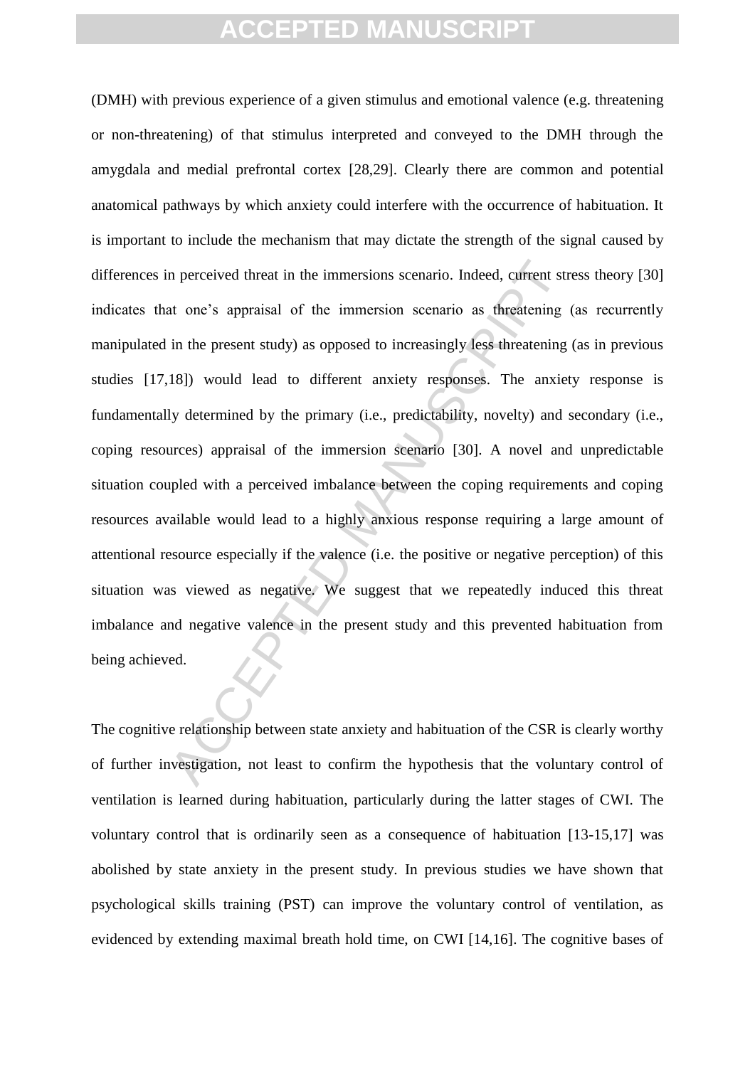(DMH) with previous experience of a given stimulus and emotional valence (e.g. threatening or non-threatening) of that stimulus interpreted and conveyed to the DMH through the amygdala and medial prefrontal cortex [28,29]. Clearly there are common and potential anatomical pathways by which anxiety could interfere with the occurrence of habituation. It is important to include the mechanism that may dictate the strength of the signal caused by differences in perceived threat in the immersions scenario. Indeed, current stress theory [30] indicates that one's appraisal of the immersion scenario as threatening (as recurrently manipulated in the present study) as opposed to increasingly less threatening (as in previous studies [17,18]) would lead to different anxiety responses. The anxiety response is fundamentally determined by the primary (i.e., predictability, novelty) and secondary (i.e., coping resources) appraisal of the immersion scenario [30]. A novel and unpredictable situation coupled with a perceived imbalance between the coping requirements and coping resources available would lead to a highly anxious response requiring a large amount of attentional resource especially if the valence (i.e. the positive or negative perception) of this situation was viewed as negative. We suggest that we repeatedly induced this threat imbalance and negative valence in the present study and this prevented habituation from being achieved.

The cognitive relationship between state anxiety and habituation of the CSR is clearly worthy of further investigation, not least to confirm the hypothesis that the voluntary control of ventilation is learned during habituation, particularly during the latter stages of CWI. The voluntary control that is ordinarily seen as a consequence of habituation [13-15,17] was abolished by state anxiety in the present study. In previous studies we have shown that psychological skills training (PST) can improve the voluntary control of ventilation, as evidenced by extending maximal breath hold time, on CWI [14,16]. The cognitive bases of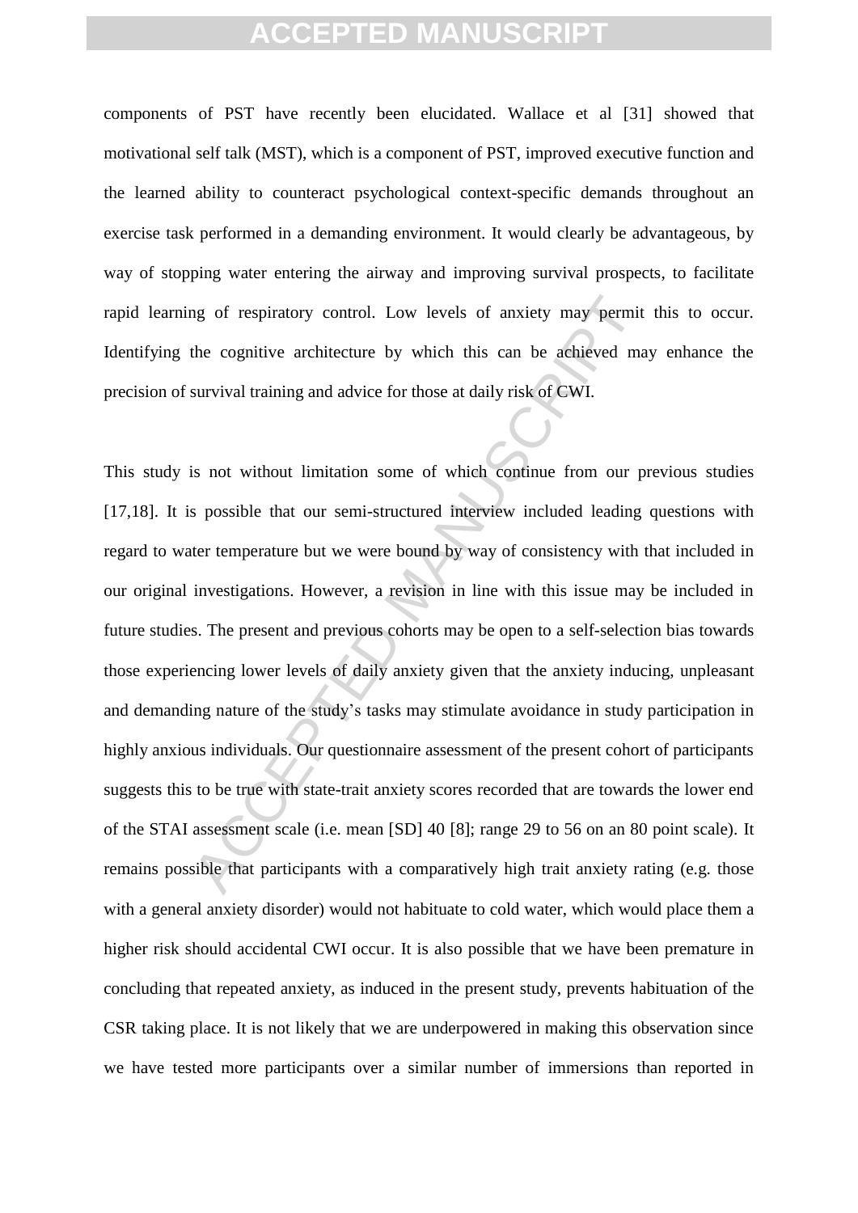components of PST have recently been elucidated. Wallace et al [31] showed that motivational self talk (MST), which is a component of PST, improved executive function and the learned ability to counteract psychological context-specific demands throughout an exercise task performed in a demanding environment. It would clearly be advantageous, by way of stopping water entering the airway and improving survival prospects, to facilitate rapid learning of respiratory control. Low levels of anxiety may permit this to occur. Identifying the cognitive architecture by which this can be achieved may enhance the precision of survival training and advice for those at daily risk of CWI.

This study is not without limitation some of which continue from our previous studies [17,18]. It is possible that our semi-structured interview included leading questions with regard to water temperature but we were bound by way of consistency with that included in our original investigations. However, a revision in line with this issue may be included in future studies. The present and previous cohorts may be open to a self-selection bias towards those experiencing lower levels of daily anxiety given that the anxiety inducing, unpleasant and demanding nature of the study's tasks may stimulate avoidance in study participation in highly anxious individuals. Our questionnaire assessment of the present cohort of participants suggests this to be true with state-trait anxiety scores recorded that are towards the lower end of the STAI assessment scale (i.e. mean [SD] 40 [8]; range 29 to 56 on an 80 point scale). It remains possible that participants with a comparatively high trait anxiety rating (e.g. those with a general anxiety disorder) would not habituate to cold water, which would place them a higher risk should accidental CWI occur. It is also possible that we have been premature in concluding that repeated anxiety, as induced in the present study, prevents habituation of the CSR taking place. It is not likely that we are underpowered in making this observation since we have tested more participants over a similar number of immersions than reported in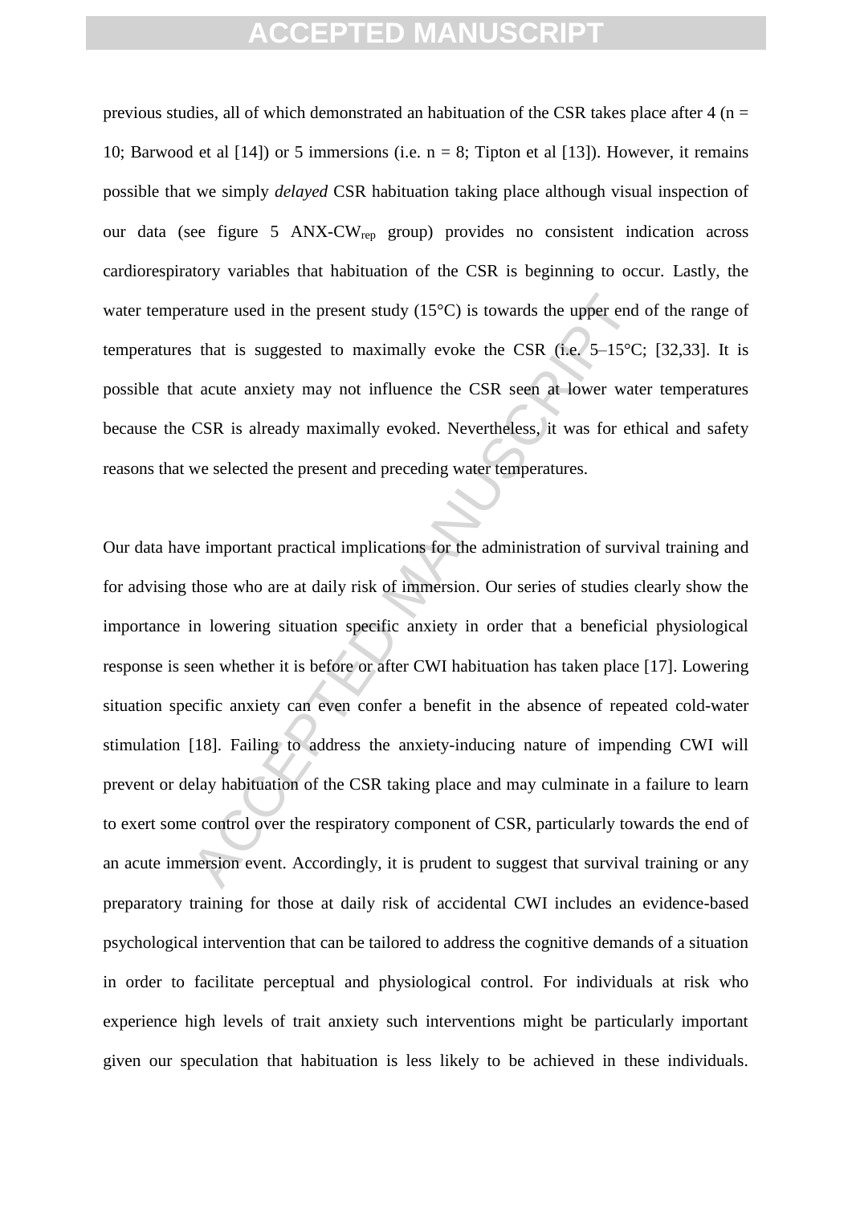previous studies, all of which demonstrated an habituation of the CSR takes place after 4 (n = 10; Barwood et al [14]) or 5 immersions (i.e. n = 8; Tipton et al [13]). However, it remains possible that we simply *delayed* CSR habituation taking place although visual inspection of our data (see figure 5 ANX-CW$_{rep}$ group) provides no consistent indication across cardiorespiratory variables that habituation of the CSR is beginning to occur. Lastly, the water temperature used in the present study (15°C) is towards the upper end of the range of temperatures that is suggested to maximally evoke the CSR (i.e. 5–15°C; [32,33]. It is possible that acute anxiety may not influence the CSR seen at lower water temperatures because the CSR is already maximally evoked. Nevertheless, it was for ethical and safety reasons that we selected the present and preceding water temperatures.

Our data have important practical implications for the administration of survival training and for advising those who are at daily risk of immersion. Our series of studies clearly show the importance in lowering situation specific anxiety in order that a beneficial physiological response is seen whether it is before or after CWI habituation has taken place [17]. Lowering situation specific anxiety can even confer a benefit in the absence of repeated cold-water stimulation [18]. Failing to address the anxiety-inducing nature of impending CWI will prevent or delay habituation of the CSR taking place and may culminate in a failure to learn to exert some control over the respiratory component of CSR, particularly towards the end of an acute immersion event. Accordingly, it is prudent to suggest that survival training or any preparatory training for those at daily risk of accidental CWI includes an evidence-based psychological intervention that can be tailored to address the cognitive demands of a situation in order to facilitate perceptual and physiological control. For individuals at risk who experience high levels of trait anxiety such interventions might be particularly important given our speculation that habituation is less likely to be achieved in these individuals.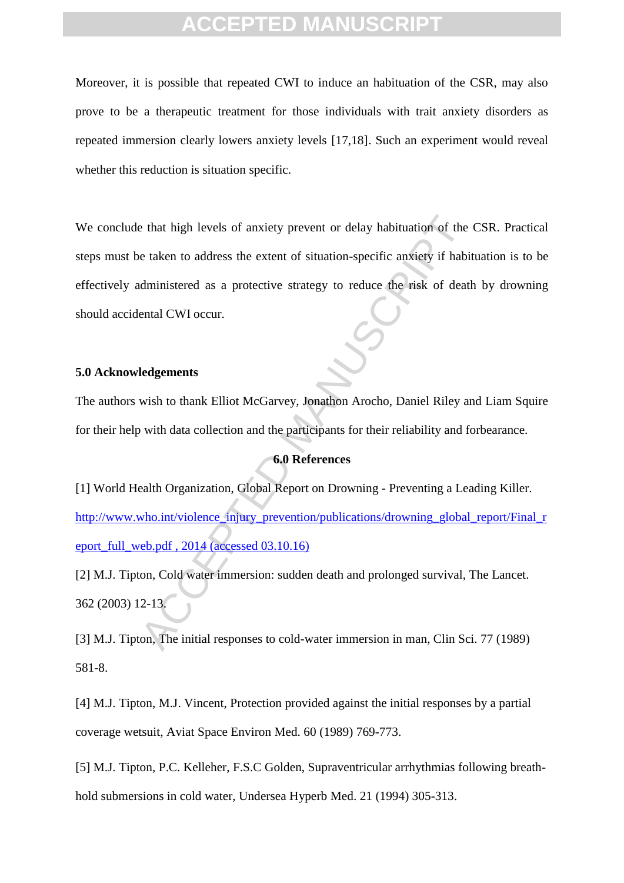Moreover, it is possible that repeated CWI to induce an habituation of the CSR, may also prove to be a therapeutic treatment for those individuals with trait anxiety disorders as repeated immersion clearly lowers anxiety levels [17,18]. Such an experiment would reveal whether this reduction is situation specific.

We conclude that high levels of anxiety prevent or delay habituation of the CSR. Practical steps must be taken to address the extent of situation-specific anxiety if habituation is to be effectively administered as a protective strategy to reduce the risk of death by drowning should accidental CWI occur.

## 5.0 Acknowledgements

The authors wish to thank Elliot McGarvey, Jonathon Arocho, Daniel Riley and Liam Squire for their help with data collection and the participants for their reliability and forbearance.

## 6.0 References

[1] World Health Organization, Global Report on Drowning - Preventing a Leading Killer. http://www.who.int/violence_injury_prevention/publications/drowning_global_report/Final_report_full_web.pdf , 2014 (accessed 03.10.16)

[2] M.J. Tipton, Cold water immersion: sudden death and prolonged survival, The Lancet. 362 (2003) 12-13.

[3] M.J. Tipton, The initial responses to cold-water immersion in man, Clin Sci. 77 (1989) 581-8.

[4] M.J. Tipton, M.J. Vincent, Protection provided against the initial responses by a partial coverage wetsuit, Aviat Space Environ Med. 60 (1989) 769-773.

[5] M.J. Tipton, P.C. Kelleher, F.S.C Golden, Supraventricular arrhythmias following breath-hold submersions in cold water, Undersea Hyperb Med. 21 (1994) 305-313.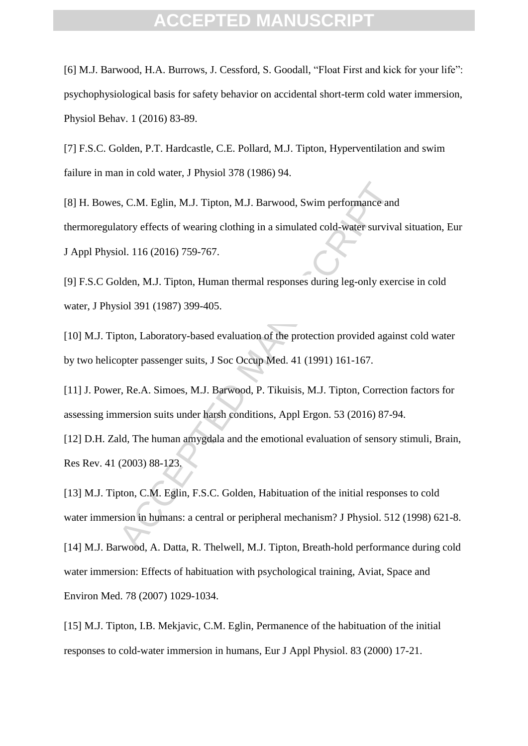[6] M.J. Barwood, H.A. Burrows, J. Cessford, S. Goodall, “Float First and kick for your life”: psychophysiological basis for safety behavior on accidental short-term cold water immersion, Physiol Behav. 1 (2016) 83-89.

[7] F.S.C. Golden, P.T. Hardcastle, C.E. Pollard, M.J. Tipton, Hyperventilation and swim failure in man in cold water, J Physiol 378 (1986) 94.

[8] H. Bowes, C.M. Eglin, M.J. Tipton, M.J. Barwood, Swim performance and thermoregulatory effects of wearing clothing in a simulated cold-water survival situation, Eur J Appl Physiol. 116 (2016) 759-767.

[9] F.S.C Golden, M.J. Tipton, Human thermal responses during leg-only exercise in cold water, J Physiol 391 (1987) 399-405.

[10] M.J. Tipton, Laboratory-based evaluation of the protection provided against cold water by two helicopter passenger suits, J Soc Occup Med. 41 (1991) 161-167.

[11] J. Power, Re.A. Simoes, M.J. Barwood, P. Tikuisis, M.J. Tipton, Correction factors for assessing immersion suits under harsh conditions, Appl Ergon. 53 (2016) 87-94.

[12] D.H. Zald, The human amygdala and the emotional evaluation of sensory stimuli, Brain, Res Rev. 41 (2003) 88-123.

[13] M.J. Tipton, C.M. Eglin, F.S.C. Golden, Habituation of the initial responses to cold water immersion in humans: a central or peripheral mechanism? J Physiol. 512 (1998) 621-8.

[14] M.J. Barwood, A. Datta, R. Thelwell, M.J. Tipton, Breath-hold performance during cold water immersion: Effects of habituation with psychological training, Aviat, Space and Environ Med. 78 (2007) 1029-1034.

[15] M.J. Tipton, I.B. Mekjavic, C.M. Eglin, Permanence of the habituation of the initial responses to cold-water immersion in humans, Eur J Appl Physiol. 83 (2000) 17-21.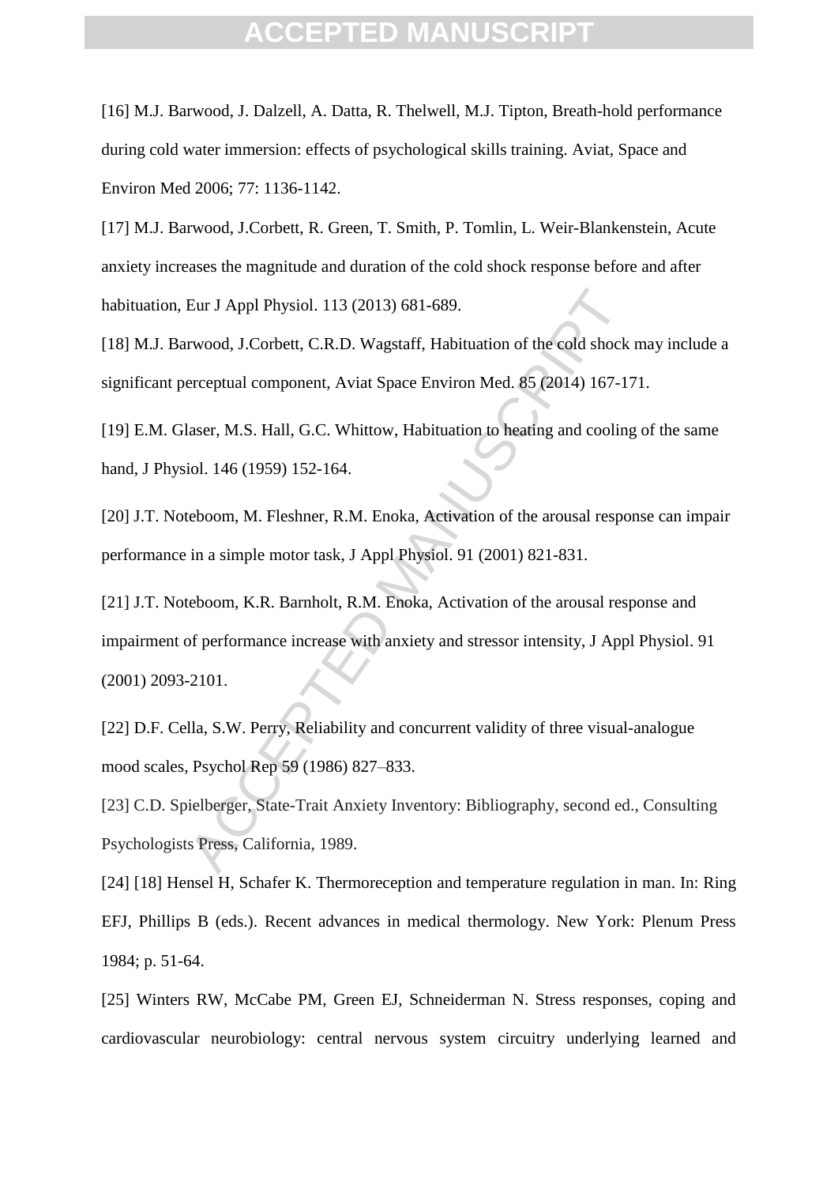[16] M.J. Barwood, J. Dalzell, A. Datta, R. Thelwell, M.J. Tipton, Breath-hold performance during cold water immersion: effects of psychological skills training. Aviat, Space and Environ Med 2006; 77: 1136-1142.

[17] M.J. Barwood, J.Corbett, R. Green, T. Smith, P. Tomlin, L. Weir-Blankenstein, Acute anxiety increases the magnitude and duration of the cold shock response before and after habituation, Eur J Appl Physiol. 113 (2013) 681-689.

[18] M.J. Barwood, J.Corbett, C.R.D. Wagstaff, Habituation of the cold shock may include a significant perceptual component, Aviat Space Environ Med. 85 (2014) 167-171.

[19] E.M. Glaser, M.S. Hall, G.C. Whittow, Habituation to heating and cooling of the same hand, J Physiol. 146 (1959) 152-164.

[20] J.T. Noteboom, M. Fleshner, R.M. Enoka, Activation of the arousal response can impair performance in a simple motor task, J Appl Physiol. 91 (2001) 821-831.

[21] J.T. Noteboom, K.R. Barnholt, R.M. Enoka, Activation of the arousal response and impairment of performance increase with anxiety and stressor intensity, J Appl Physiol. 91 (2001) 2093-2101.

[22] D.F. Cella, S.W. Perry, Reliability and concurrent validity of three visual-analogue mood scales, Psychol Rep 59 (1986) 827–833.

[23] C.D. Spielberger, State-Trait Anxiety Inventory: Bibliography, second ed., Consulting Psychologists Press, California, 1989.

[24] [18] Hensel H, Schafer K. Thermoreception and temperature regulation in man. In: Ring EFJ, Phillips B (eds.). Recent advances in medical thermology. New York: Plenum Press 1984; p. 51-64.

[25] Winters RW, McCabe PM, Green EJ, Schneiderman N. Stress responses, coping and cardiovascular neurobiology: central nervous system circuitry underlying learned and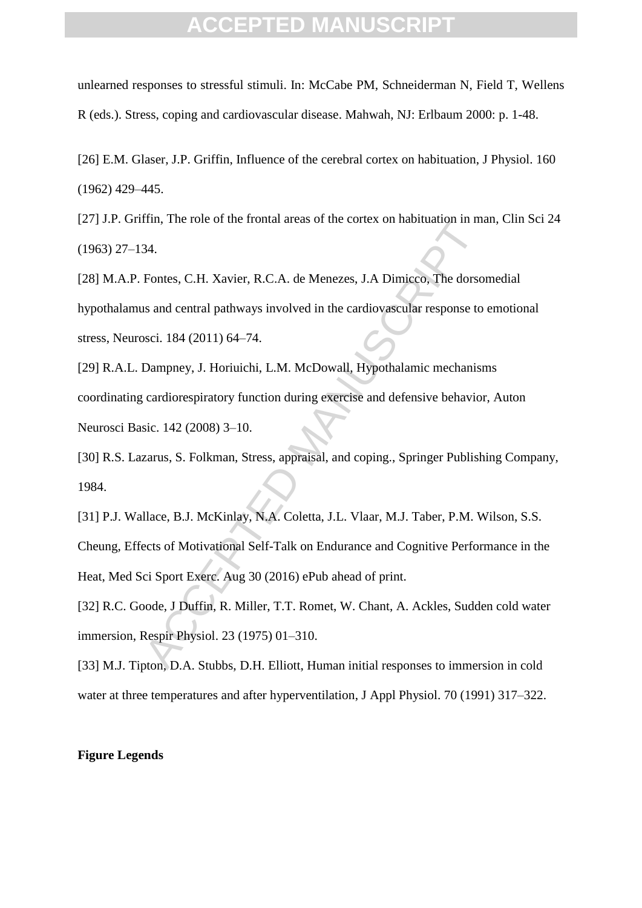unlearned responses to stressful stimuli. In: McCabe PM, Schneiderman N, Field T, Wellens R (eds.). Stress, coping and cardiovascular disease. Mahwah, NJ: Erlbaum 2000: p. 1-48.

[26] E.M. Glaser, J.P. Griffin, Influence of the cerebral cortex on habituation, J Physiol. 160 (1962) 429–445.

[27] J.P. Griffin, The role of the frontal areas of the cortex on habituation in man, Clin Sci 24 (1963) 27–134.

[28] M.A.P. Fontes, C.H. Xavier, R.C.A. de Menezes, J.A Dimicco, The dorsomedial hypothalamus and central pathways involved in the cardiovascular response to emotional stress, Neurosci. 184 (2011) 64–74.

[29] R.A.L. Dampney, J. Horiuichi, L.M. McDowall, Hypothalamic mechanisms coordinating cardiorespiratory function during exercise and defensive behavior, Auton Neurosci Basic. 142 (2008) 3–10.

[30] R.S. Lazarus, S. Folkman, Stress, appraisal, and coping., Springer Publishing Company, 1984.

[31] P.J. Wallace, B.J. McKinlay, N.A. Coletta, J.L. Vlaar, M.J. Taber, P.M. Wilson, S.S. Cheung, Effects of Motivational Self-Talk on Endurance and Cognitive Performance in the Heat, Med Sci Sport Exerc. Aug 30 (2016) ePub ahead of print.

[32] R.C. Goode, J Duffin, R. Miller, T.T. Romet, W. Chant, A. Ackles, Sudden cold water immersion, Respir Physiol. 23 (1975) 01–310.

[33] M.J. Tipton, D.A. Stubbs, D.H. Elliott, Human initial responses to immersion in cold water at three temperatures and after hyperventilation, J Appl Physiol. 70 (1991) 317–322.

**Figure Legends**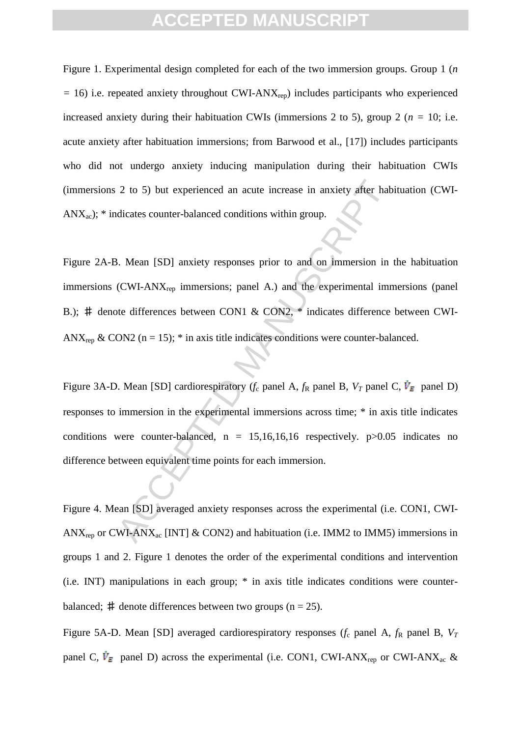Figure 1. Experimental design completed for each of the two immersion groups. Group 1 ($n$ = 16) i.e. repeated anxiety throughout CWI-ANX$_{rep}$) includes participants who experienced increased anxiety during their habituation CWIs (immersions 2 to 5), group 2 ($n$ = 10; i.e. acute anxiety after habituation immersions; from Barwood et al., [17]) includes participants who did not undergo anxiety inducing manipulation during their habituation CWIs (immersions 2 to 5) but experienced an acute increase in anxiety after habituation (CWI-ANX$_{ac}$); * indicates counter-balanced conditions within group.

Figure 2A-B. Mean [SD] anxiety responses prior to and on immersion in the habituation immersions (CWI-ANX$_{rep}$ immersions; panel A.) and the experimental immersions (panel B.); ♯ denote differences between CON1 & CON2, * indicates difference between CWI-ANX$_{rep}$ & CON2 (n = 15); * in axis title indicates conditions were counter-balanced.

Figure 3A-D. Mean [SD] cardiorespiratory ($f_c$ panel A, $f_R$ panel B, $V_T$ panel C, $\dot{V}_E$ panel D) responses to immersion in the experimental immersions across time; * in axis title indicates conditions were counter-balanced, n = 15,16,16,16 respectively. p>0.05 indicates no difference between equivalent time points for each immersion.

Figure 4. Mean [SD] averaged anxiety responses across the experimental (i.e. CON1, CWI-ANX$_{rep}$ or CWI-ANX$_{ac}$ [INT] & CON2) and habituation (i.e. IMM2 to IMM5) immersions in groups 1 and 2. Figure 1 denotes the order of the experimental conditions and intervention (i.e. INT) manipulations in each group; * in axis title indicates conditions were counter-balanced; ♯ denote differences between two groups (n = 25).

Figure 5A-D. Mean [SD] averaged cardiorespiratory responses ($f_c$ panel A, $f_R$ panel B, $V_T$ panel C, $\dot{V}_E$ panel D) across the experimental (i.e. CON1, CWI-ANX$_{rep}$ or CWI-ANX$_{ac}$ &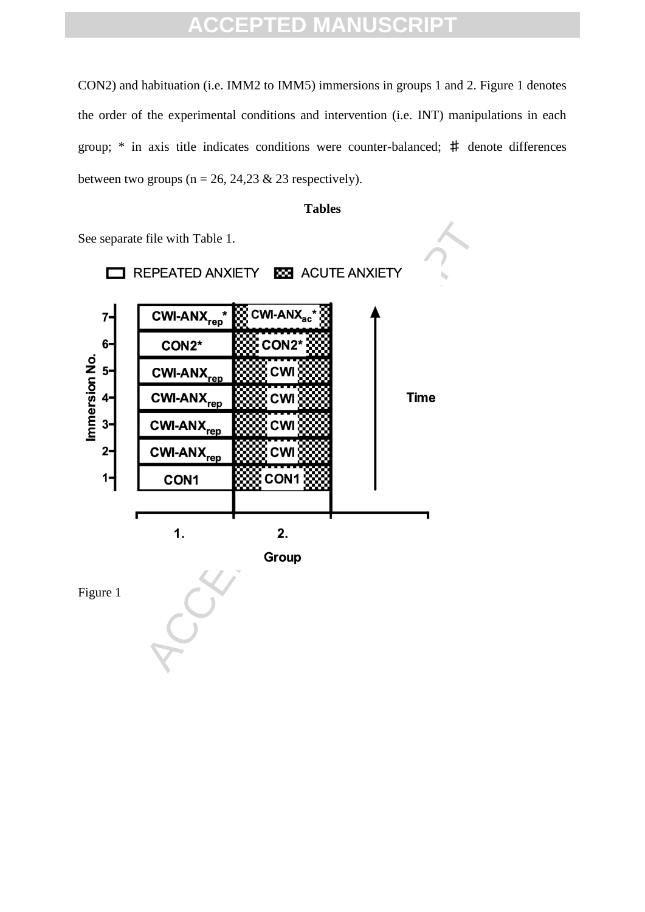CON2) and habituation (i.e. IMM2 to IMM5) immersions in groups 1 and 2. Figure 1 denotes the order of the experimental conditions and intervention (i.e. INT) manipulations in each group; * in axis title indicates conditions were counter-balanced; ⋕ denote differences between two groups (n = 26, 24,23 & 23 respectively).

**Tables**

See separate file with Table 1.

Figure 1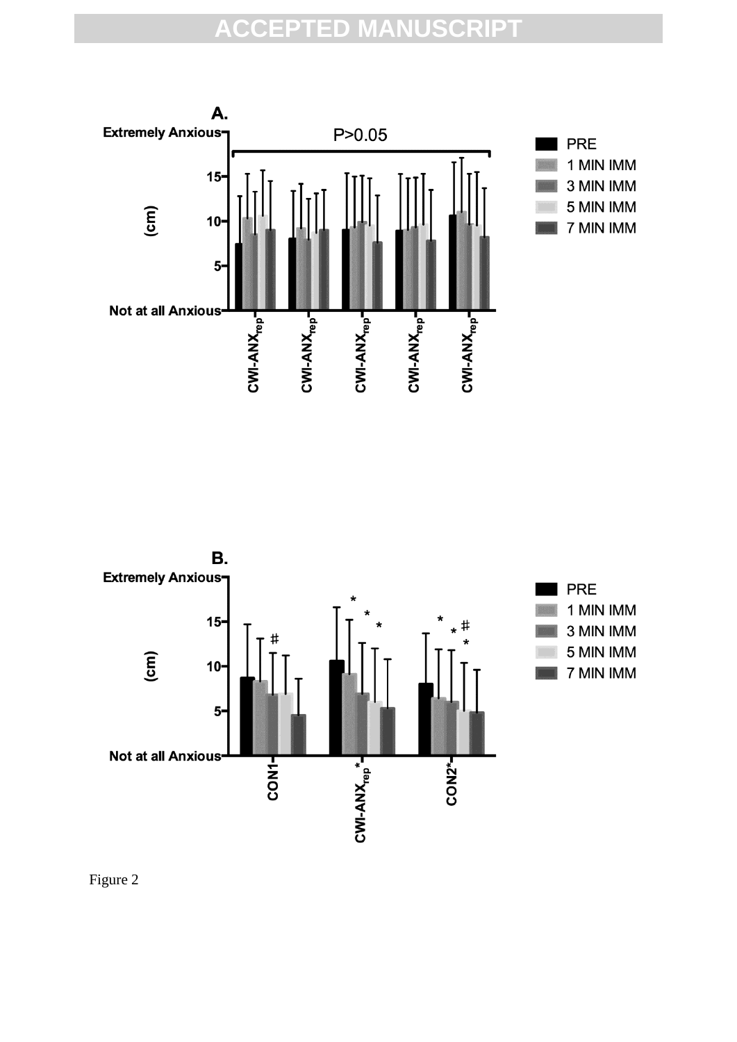Figure 2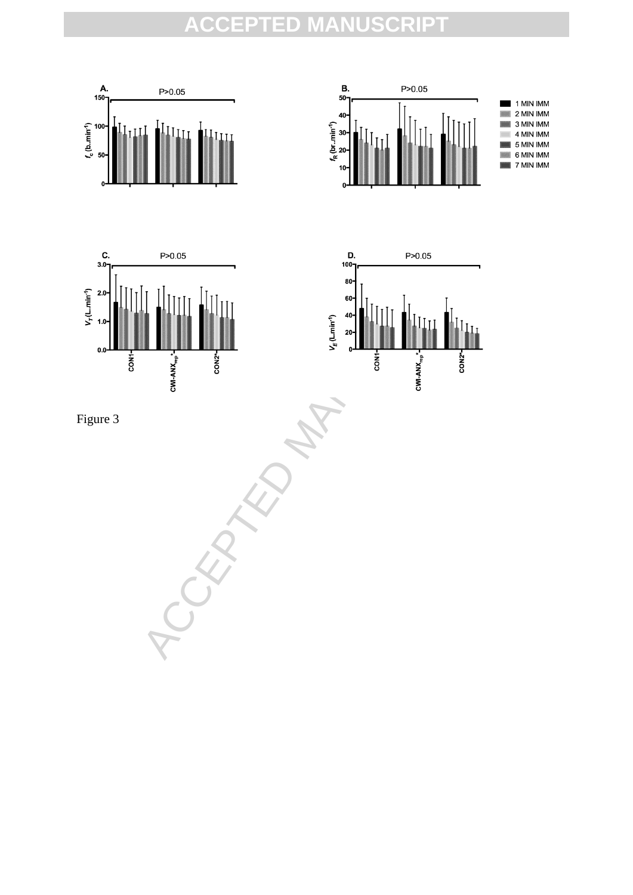Figure 3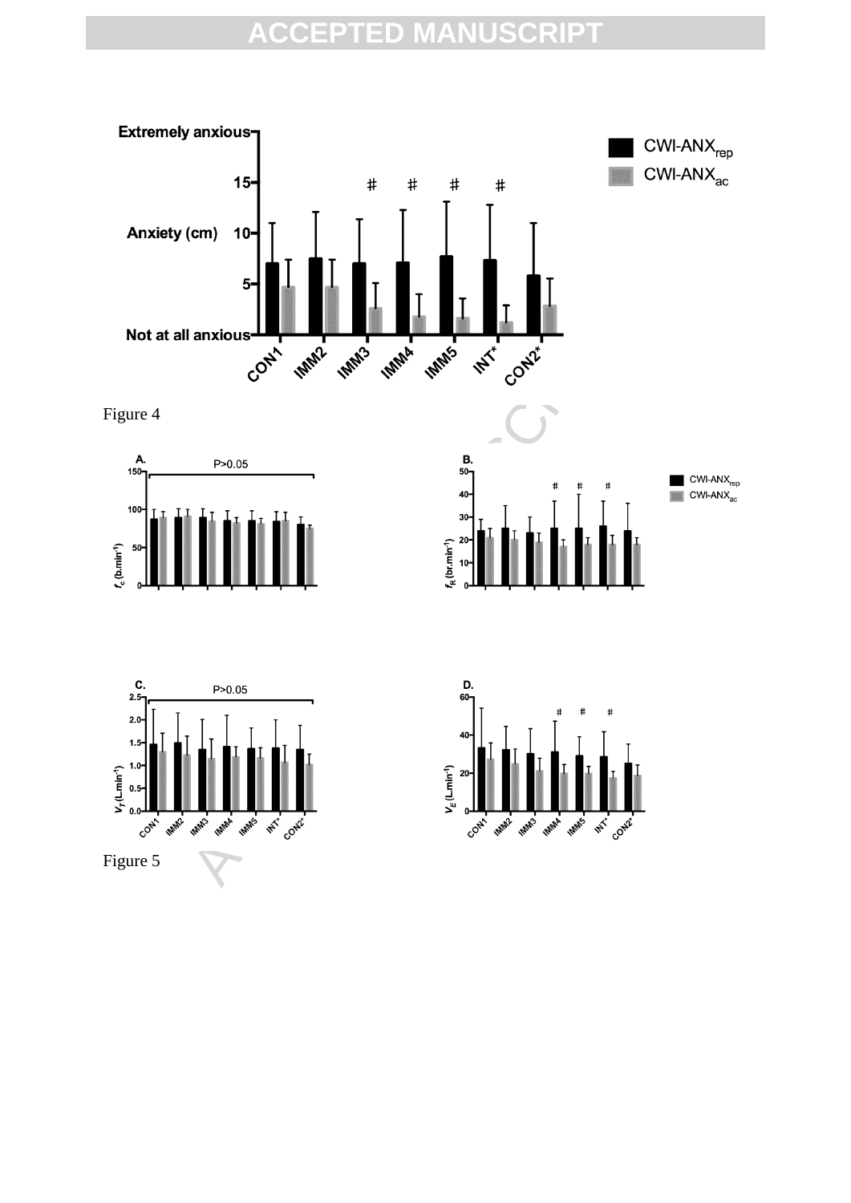Figure 4

Figure 5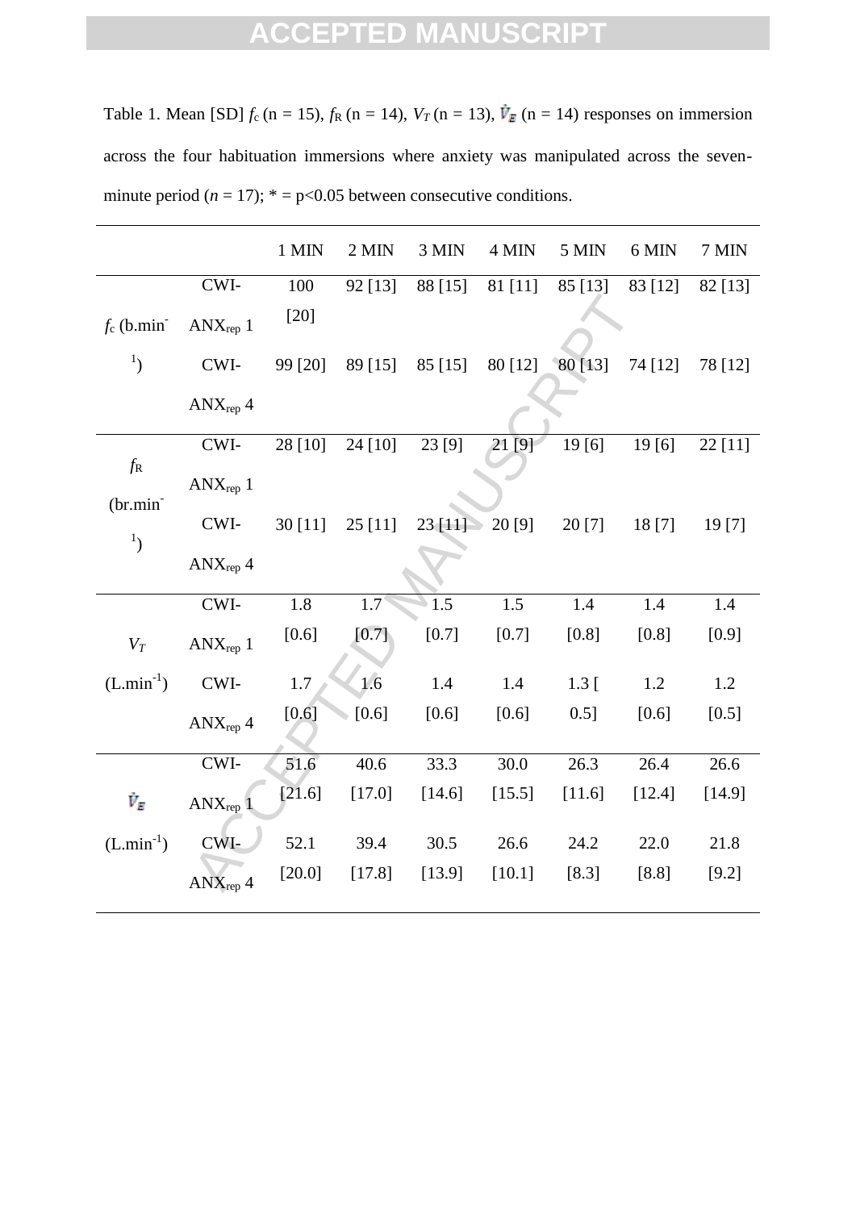Table 1. Mean [SD] $f_c$ (n = 15), $f_R$ (n = 14), $V_T$ (n = 13), $\dot{V}_E$ (n = 14) responses on immersion across the four habituation immersions where anxiety was manipulated across the seven-minute period (*n* = 17); * = p<0.05 between consecutive conditions.

| | | 1 MIN | 2 MIN | 3 MIN | 4 MIN | 5 MIN | 6 MIN | 7 MIN |
|---|---|---|---|---|---|---|---|---|
| $f_c$ (b.min$^{-1}$) | CWI-ANX$_{rep}$ 1 | 100 [20] | 92 [13] | 88 [15] | 81 [11] | 85 [13] | 83 [12] | 82 [13] |
| | CWI-ANX$_{rep}$ 4 | 99 [20] | 89 [15] | 85 [15] | 80 [12] | 80 [13] | 74 [12] | 78 [12] |
| $f_R$ (br.min$^{-1}$) | CWI-ANX$_{rep}$ 1 | 28 [10] | 24 [10] | 23 [9] | 21 [9] | 19 [6] | 19 [6] | 22 [11] |
| | CWI-ANX$_{rep}$ 4 | 30 [11] | 25 [11] | 23 [11] | 20 [9] | 20 [7] | 18 [7] | 19 [7] |
| $V_T$ (L.min$^{-1}$) | CWI-ANX$_{rep}$ 1 | 1.8 [0.6] | 1.7 [0.7] | 1.5 [0.7] | 1.5 [0.7] | 1.4 [0.8] | 1.4 [0.8] | 1.4 [0.9] |
| | CWI-ANX$_{rep}$ 4 | 1.7 [0.6] | 1.6 [0.6] | 1.4 [0.6] | 1.4 [0.6] | 1.3 [ 0.5] | 1.2 [0.6] | 1.2 [0.5] |
| $\dot{V}_E$ (L.min$^{-1}$) | CWI-ANX$_{rep}$ 1 | 51.6 [21.6] | 40.6 [17.0] | 33.3 [14.6] | 30.0 [15.5] | 26.3 [11.6] | 26.4 [12.4] | 26.6 [14.9] |
| | CWI-ANX$_{rep}$ 4 | 52.1 [20.0] | 39.4 [17.8] | 30.5 [13.9] | 26.6 [10.1] | 24.2 [8.3] | 22.0 [8.8] | 21.8 [9.2] |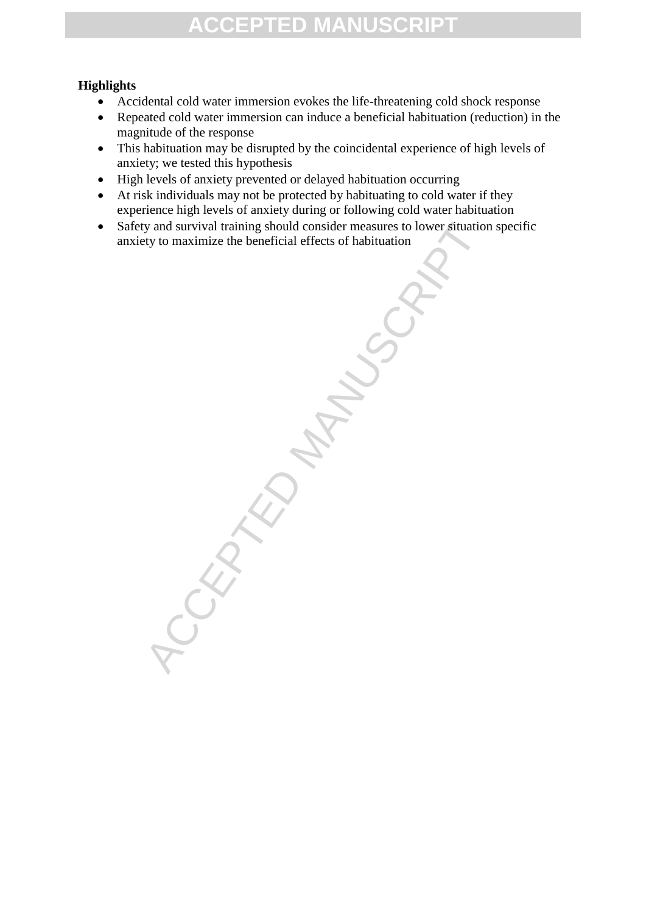**Highlights**

- Accidental cold water immersion evokes the life-threatening cold shock response
- Repeated cold water immersion can induce a beneficial habituation (reduction) in the magnitude of the response
- This habituation may be disrupted by the coincidental experience of high levels of anxiety; we tested this hypothesis
- High levels of anxiety prevented or delayed habituation occurring
- At risk individuals may not be protected by habituating to cold water if they experience high levels of anxiety during or following cold water habituation
- Safety and survival training should consider measures to lower situation specific anxiety to maximize the beneficial effects of habituation